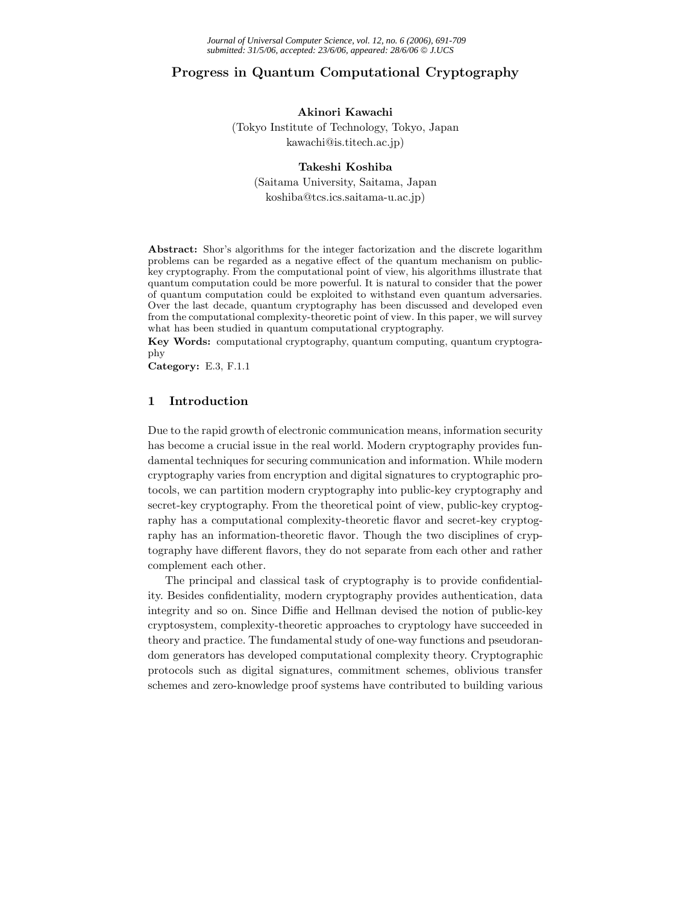# Progress in Quantum Computational Cryptography

**Akinori Kawachi**
(Tokyo Institute of Technology, Tokyo, Japan
kawachi@is.titech.ac.jp)

**Takeshi Koshiba**
(Saitama University, Saitama, Japan
koshiba@tcs.ics.saitama-u.ac.jp)

**Abstract:** Shor's algorithms for the integer factorization and the discrete logarithm problems can be regarded as a negative effect of the quantum mechanism on public-key cryptography. From the computational point of view, his algorithms illustrate that quantum computation could be more powerful. It is natural to consider that the power of quantum computation could be exploited to withstand even quantum adversaries. Over the last decade, quantum cryptography has been discussed and developed even from the computational complexity-theoretic point of view. In this paper, we will survey what has been studied in quantum computational cryptography.

**Key Words:** computational cryptography, quantum computing, quantum cryptography

**Category:** E.3, F.1.1

## 1 Introduction

Due to the rapid growth of electronic communication means, information security has become a crucial issue in the real world. Modern cryptography provides fundamental techniques for securing communication and information. While modern cryptography varies from encryption and digital signatures to cryptographic protocols, we can partition modern cryptography into public-key cryptography and secret-key cryptography. From the theoretical point of view, public-key cryptography has a computational complexity-theoretic flavor and secret-key cryptography has an information-theoretic flavor. Though the two disciplines of cryptography have different flavors, they do not separate from each other and rather complement each other.

The principal and classical task of cryptography is to provide confidentiality. Besides confidentiality, modern cryptography provides authentication, data integrity and so on. Since Diffie and Hellman devised the notion of public-key cryptosystem, complexity-theoretic approaches to cryptology have succeeded in theory and practice. The fundamental study of one-way functions and pseudorandom generators has developed computational complexity theory. Cryptographic protocols such as digital signatures, commitment schemes, oblivious transfer schemes and zero-knowledge proof systems have contributed to building various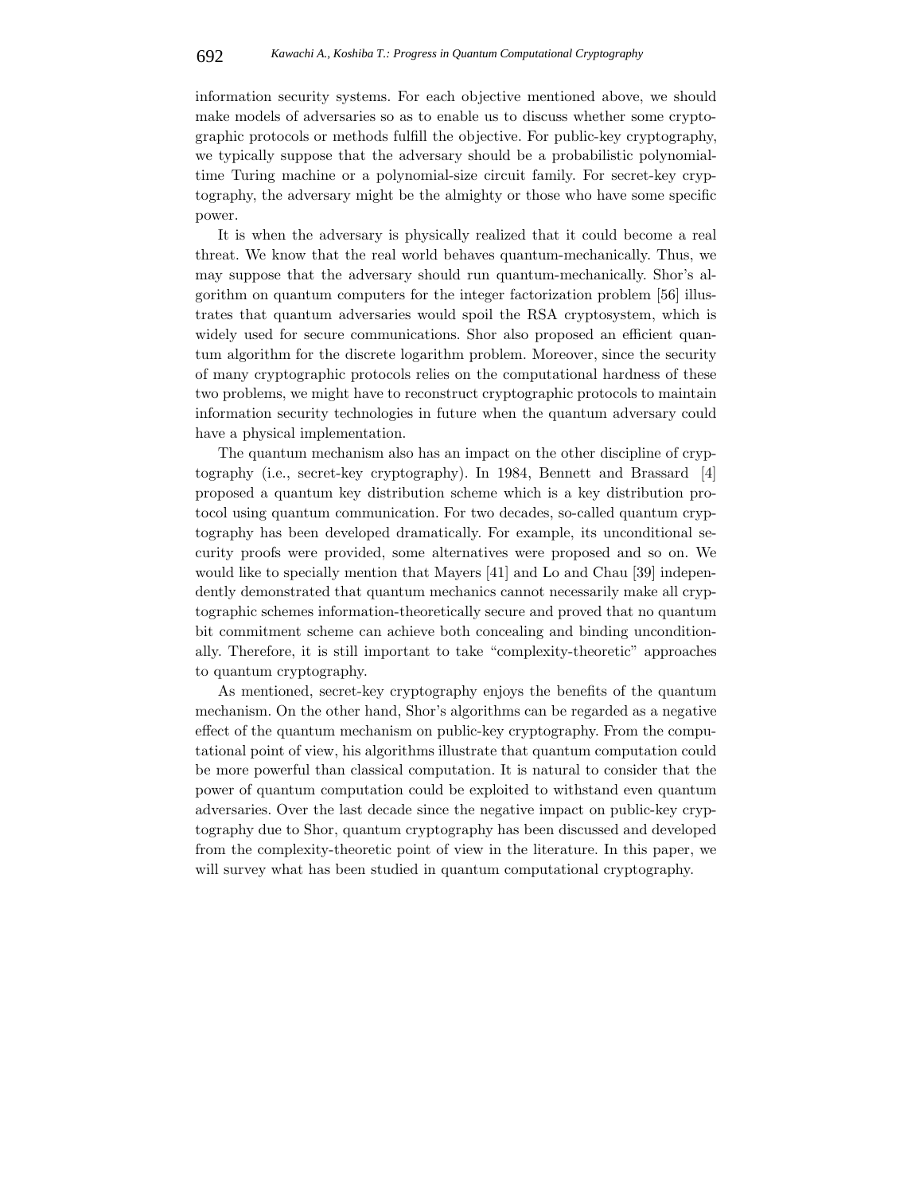information security systems. For each objective mentioned above, we should make models of adversaries so as to enable us to discuss whether some cryptographic protocols or methods fulfill the objective. For public-key cryptography, we typically suppose that the adversary should be a probabilistic polynomial-time Turing machine or a polynomial-size circuit family. For secret-key cryptography, the adversary might be the almighty or those who have some specific power.

It is when the adversary is physically realized that it could become a real threat. We know that the real world behaves quantum-mechanically. Thus, we may suppose that the adversary should run quantum-mechanically. Shor's algorithm on quantum computers for the integer factorization problem [56] illustrates that quantum adversaries would spoil the RSA cryptosystem, which is widely used for secure communications. Shor also proposed an efficient quantum algorithm for the discrete logarithm problem. Moreover, since the security of many cryptographic protocols relies on the computational hardness of these two problems, we might have to reconstruct cryptographic protocols to maintain information security technologies in future when the quantum adversary could have a physical implementation.

The quantum mechanism also has an impact on the other discipline of cryptography (i.e., secret-key cryptography). In 1984, Bennett and Brassard [4] proposed a quantum key distribution scheme which is a key distribution protocol using quantum communication. For two decades, so-called quantum cryptography has been developed dramatically. For example, its unconditional security proofs were provided, some alternatives were proposed and so on. We would like to specially mention that Mayers [41] and Lo and Chau [39] independently demonstrated that quantum mechanics cannot necessarily make all cryptographic schemes information-theoretically secure and proved that no quantum bit commitment scheme can achieve both concealing and binding unconditionally. Therefore, it is still important to take "complexity-theoretic" approaches to quantum cryptography.

As mentioned, secret-key cryptography enjoys the benefits of the quantum mechanism. On the other hand, Shor's algorithms can be regarded as a negative effect of the quantum mechanism on public-key cryptography. From the computational point of view, his algorithms illustrate that quantum computation could be more powerful than classical computation. It is natural to consider that the power of quantum computation could be exploited to withstand even quantum adversaries. Over the last decade since the negative impact on public-key cryptography due to Shor, quantum cryptography has been discussed and developed from the complexity-theoretic point of view in the literature. In this paper, we will survey what has been studied in quantum computational cryptography.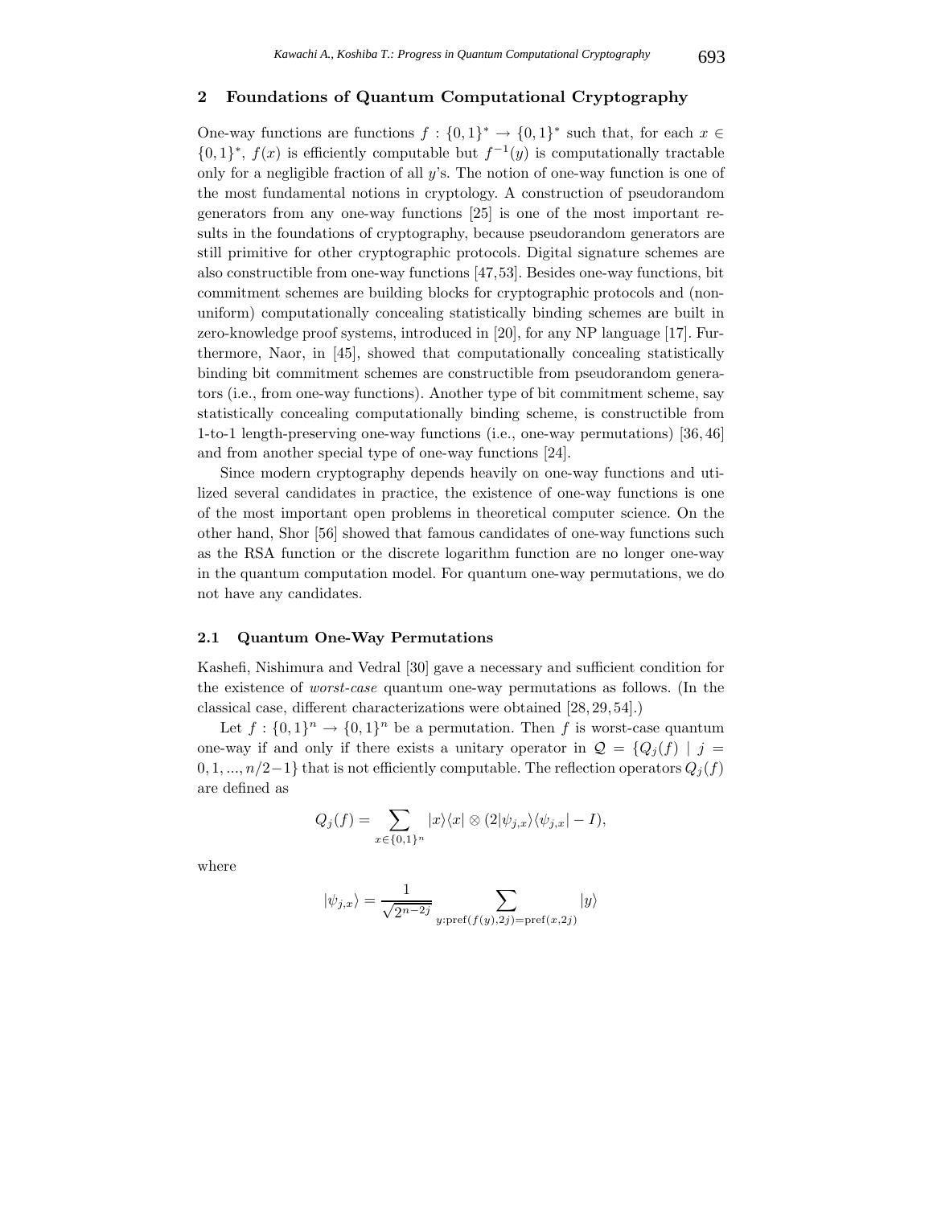## 2 Foundations of Quantum Computational Cryptography

One-way functions are functions $f : \{0,1\}^* \to \{0,1\}^*$ such that, for each $x \in \{0,1\}^*$, $f(x)$ is efficiently computable but $f^{-1}(y)$ is computationally tractable only for a negligible fraction of all $y$'s. The notion of one-way function is one of the most fundamental notions in cryptology. A construction of pseudorandom generators from any one-way functions [25] is one of the most important results in the foundations of cryptography, because pseudorandom generators are still primitive for other cryptographic protocols. Digital signature schemes are also constructible from one-way functions [47,53]. Besides one-way functions, bit commitment schemes are building blocks for cryptographic protocols and (non-uniform) computationally concealing statistically binding schemes are built in zero-knowledge proof systems, introduced in [20], for any NP language [17]. Furthermore, Naor, in [45], showed that computationally concealing statistically binding bit commitment schemes are constructible from pseudorandom generators (i.e., from one-way functions). Another type of bit commitment scheme, say statistically concealing computationally binding scheme, is constructible from 1-to-1 length-preserving one-way functions (i.e., one-way permutations) [36,46] and from another special type of one-way functions [24].

Since modern cryptography depends heavily on one-way functions and utilized several candidates in practice, the existence of one-way functions is one of the most important open problems in theoretical computer science. On the other hand, Shor [56] showed that famous candidates of one-way functions such as the RSA function or the discrete logarithm function are no longer one-way in the quantum computation model. For quantum one-way permutations, we do not have any candidates.

### 2.1 Quantum One-Way Permutations

Kashefi, Nishimura and Vedral [30] gave a necessary and sufficient condition for the existence of *worst-case* quantum one-way permutations as follows. (In the classical case, different characterizations were obtained [28,29,54].)

Let $f : \{0,1\}^n \to \{0,1\}^n$ be a permutation. Then $f$ is worst-case quantum one-way if and only if there exists a unitary operator in $\mathcal{Q} = \{Q_j(f) \mid j = 0,1,...,n/2-1\}$ that is not efficiently computable. The reflection operators $Q_j(f)$ are defined as

$$Q_j(f) = \sum_{x \in \{0,1\}^n} |x\rangle\langle x| \otimes (2|\psi_{j,x}\rangle\langle\psi_{j,x}| - I),$$

where

$$|\psi_{j,x}\rangle = \frac{1}{\sqrt{2^{n-2j}}} \sum_{y:\mathrm{pref}(f(y),2j)=\mathrm{pref}(x,2j)} |y\rangle$$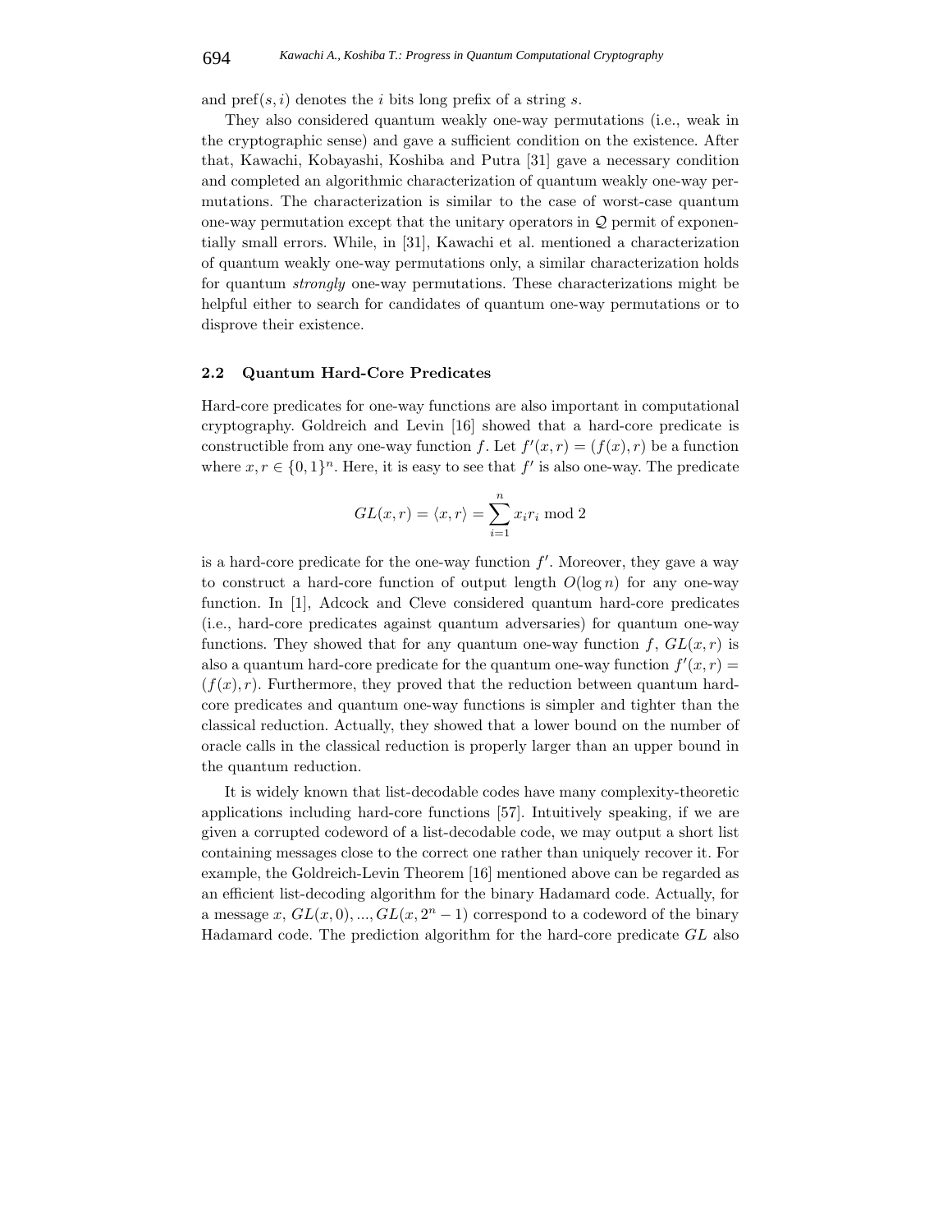and $\mathrm{pref}(s, i)$ denotes the $i$ bits long prefix of a string $s$.

They also considered quantum weakly one-way permutations (i.e., weak in the cryptographic sense) and gave a sufficient condition on the existence. After that, Kawachi, Kobayashi, Koshiba and Putra [31] gave a necessary condition and completed an algorithmic characterization of quantum weakly one-way permutations. The characterization is similar to the case of worst-case quantum one-way permutation except that the unitary operators in $\mathcal{Q}$ permit of exponentially small errors. While, in [31], Kawachi et al. mentioned a characterization of quantum weakly one-way permutations only, a similar characterization holds for quantum *strongly* one-way permutations. These characterizations might be helpful either to search for candidates of quantum one-way permutations or to disprove their existence.

### 2.2 Quantum Hard-Core Predicates

Hard-core predicates for one-way functions are also important in computational cryptography. Goldreich and Levin [16] showed that a hard-core predicate is constructible from any one-way function $f$. Let $f'(x, r) = (f(x), r)$ be a function where $x, r \in \{0, 1\}^n$. Here, it is easy to see that $f'$ is also one-way. The predicate

$$GL(x, r) = \langle x, r \rangle = \sum_{i=1}^{n} x_i r_i \bmod 2$$

is a hard-core predicate for the one-way function $f'$. Moreover, they gave a way to construct a hard-core function of output length $O(\log n)$ for any one-way function. In [1], Adcock and Cleve considered quantum hard-core predicates (i.e., hard-core predicates against quantum adversaries) for quantum one-way functions. They showed that for any quantum one-way function $f$, $GL(x, r)$ is also a quantum hard-core predicate for the quantum one-way function $f'(x, r) = (f(x), r)$. Furthermore, they proved that the reduction between quantum hard-core predicates and quantum one-way functions is simpler and tighter than the classical reduction. Actually, they showed that a lower bound on the number of oracle calls in the classical reduction is properly larger than an upper bound in the quantum reduction.

It is widely known that list-decodable codes have many complexity-theoretic applications including hard-core functions [57]. Intuitively speaking, if we are given a corrupted codeword of a list-decodable code, we may output a short list containing messages close to the correct one rather than uniquely recover it. For example, the Goldreich-Levin Theorem [16] mentioned above can be regarded as an efficient list-decoding algorithm for the binary Hadamard code. Actually, for a message $x$, $GL(x, 0), ..., GL(x, 2^n - 1)$ correspond to a codeword of the binary Hadamard code. The prediction algorithm for the hard-core predicate $GL$ also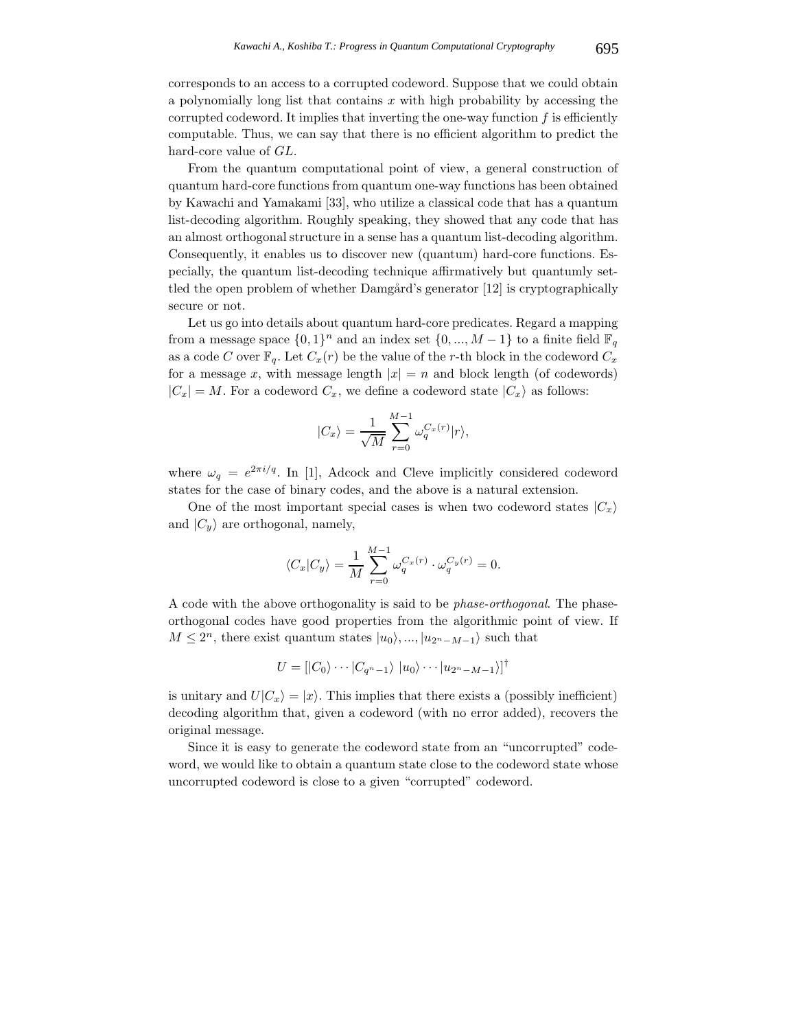corresponds to an access to a corrupted codeword. Suppose that we could obtain a polynomially long list that contains $x$ with high probability by accessing the corrupted codeword. It implies that inverting the one-way function $f$ is efficiently computable. Thus, we can say that there is no efficient algorithm to predict the hard-core value of $GL$.

From the quantum computational point of view, a general construction of quantum hard-core functions from quantum one-way functions has been obtained by Kawachi and Yamakami [33], who utilize a classical code that has a quantum list-decoding algorithm. Roughly speaking, they showed that any code that has an almost orthogonal structure in a sense has a quantum list-decoding algorithm. Consequently, it enables us to discover new (quantum) hard-core functions. Especially, the quantum list-decoding technique affirmatively but quantumly settled the open problem of whether Damgård's generator [12] is cryptographically secure or not.

Let us go into details about quantum hard-core predicates. Regard a mapping from a message space $\{0,1\}^n$ and an index set $\{0,...,M-1\}$ to a finite field $\mathbb{F}_q$ as a code $C$ over $\mathbb{F}_q$. Let $C_x(r)$ be the value of the $r$-th block in the codeword $C_x$ for a message $x$, with message length $|x| = n$ and block length (of codewords) $|C_x| = M$. For a codeword $C_x$, we define a codeword state $|C_x\rangle$ as follows:

$$|C_x\rangle = \frac{1}{\sqrt{M}} \sum_{r=0}^{M-1} \omega_q^{C_x(r)} |r\rangle,$$

where $\omega_q = e^{2\pi i/q}$. In [1], Adcock and Cleve implicitly considered codeword states for the case of binary codes, and the above is a natural extension.

One of the most important special cases is when two codeword states $|C_x\rangle$ and $|C_y\rangle$ are orthogonal, namely,

$$\langle C_x|C_y\rangle = \frac{1}{M} \sum_{r=0}^{M-1} \omega_q^{C_x(r)} \cdot \omega_q^{C_y(r)} = 0.$$

A code with the above orthogonality is said to be *phase-orthogonal*. The phase-orthogonal codes have good properties from the algorithmic point of view. If $M \leq 2^n$, there exist quantum states $|u_0\rangle, ..., |u_{2^n-M-1}\rangle$ such that

$$U = [|C_0\rangle \cdots |C_{q^n-1}\rangle \ |u_0\rangle \cdots |u_{2^n-M-1}\rangle]^\dagger$$

is unitary and $U|C_x\rangle = |x\rangle$. This implies that there exists a (possibly inefficient) decoding algorithm that, given a codeword (with no error added), recovers the original message.

Since it is easy to generate the codeword state from an "uncorrupted" codeword, we would like to obtain a quantum state close to the codeword state whose uncorrupted codeword is close to a given "corrupted" codeword.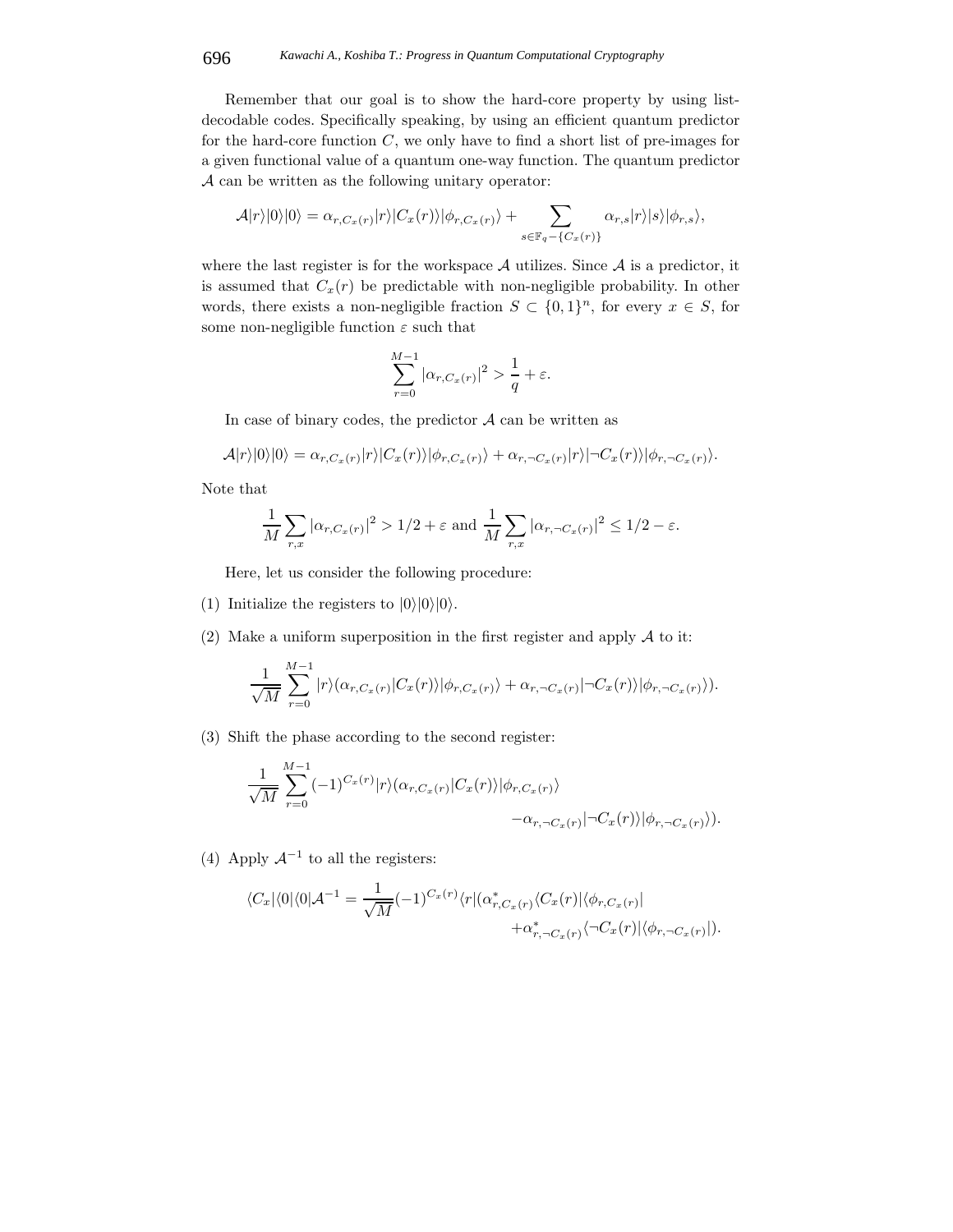Remember that our goal is to show the hard-core property by using list-decodable codes. Specifically speaking, by using an efficient quantum predictor for the hard-core function $C$, we only have to find a short list of pre-images for a given functional value of a quantum one-way function. The quantum predictor $\mathcal{A}$ can be written as the following unitary operator:

$$\mathcal{A}|r\rangle|0\rangle|0\rangle = \alpha_{r,C_x(r)}|r\rangle|C_x(r)\rangle|\phi_{r,C_x(r)}\rangle + \sum_{s\in\mathbb{F}_q-\{C_x(r)\}} \alpha_{r,s}|r\rangle|s\rangle|\phi_{r,s}\rangle,$$

where the last register is for the workspace $\mathcal{A}$ utilizes. Since $\mathcal{A}$ is a predictor, it is assumed that $C_x(r)$ be predictable with non-negligible probability. In other words, there exists a non-negligible fraction $S \subset \{0,1\}^n$, for every $x \in S$, for some non-negligible function $\varepsilon$ such that

$$\sum_{r=0}^{M-1} |\alpha_{r,C_x(r)}|^2 > \frac{1}{q} + \varepsilon.$$

In case of binary codes, the predictor $\mathcal{A}$ can be written as

$$\mathcal{A}|r\rangle|0\rangle|0\rangle = \alpha_{r,C_x(r)}|r\rangle|C_x(r)\rangle|\phi_{r,C_x(r)}\rangle + \alpha_{r,\neg C_x(r)}|r\rangle|\neg C_x(r)\rangle|\phi_{r,\neg C_x(r)}\rangle.$$

Note that

$$\frac{1}{M}\sum_{r,x} |\alpha_{r,C_x(r)}|^2 > 1/2 + \varepsilon \text{ and } \frac{1}{M}\sum_{r,x} |\alpha_{r,\neg C_x(r)}|^2 \le 1/2 - \varepsilon.$$

Here, let us consider the following procedure:

(1) Initialize the registers to $|0\rangle|0\rangle|0\rangle$.

(2) Make a uniform superposition in the first register and apply $\mathcal{A}$ to it:

$$\frac{1}{\sqrt{M}}\sum_{r=0}^{M-1} |r\rangle(\alpha_{r,C_x(r)}|C_x(r)\rangle|\phi_{r,C_x(r)}\rangle + \alpha_{r,\neg C_x(r)}|\neg C_x(r)\rangle|\phi_{r,\neg C_x(r)}\rangle).$$

(3) Shift the phase according to the second register:

$$\frac{1}{\sqrt{M}}\sum_{r=0}^{M-1} (-1)^{C_x(r)}|r\rangle(\alpha_{r,C_x(r)}|C_x(r)\rangle|\phi_{r,C_x(r)}\rangle - \alpha_{r,\neg C_x(r)}|\neg C_x(r)\rangle|\phi_{r,\neg C_x(r)}\rangle).$$

(4) Apply $\mathcal{A}^{-1}$ to all the registers:

$$\langle C_x|\langle 0|\langle 0|\mathcal{A}^{-1} = \frac{1}{\sqrt{M}}(-1)^{C_x(r)}\langle r|(\alpha^*_{r,C_x(r)}\langle C_x(r)|\langle\phi_{r,C_x(r)}| + \alpha^*_{r,\neg C_x(r)}\langle\neg C_x(r)|\langle\phi_{r,\neg C_x(r)}|).$$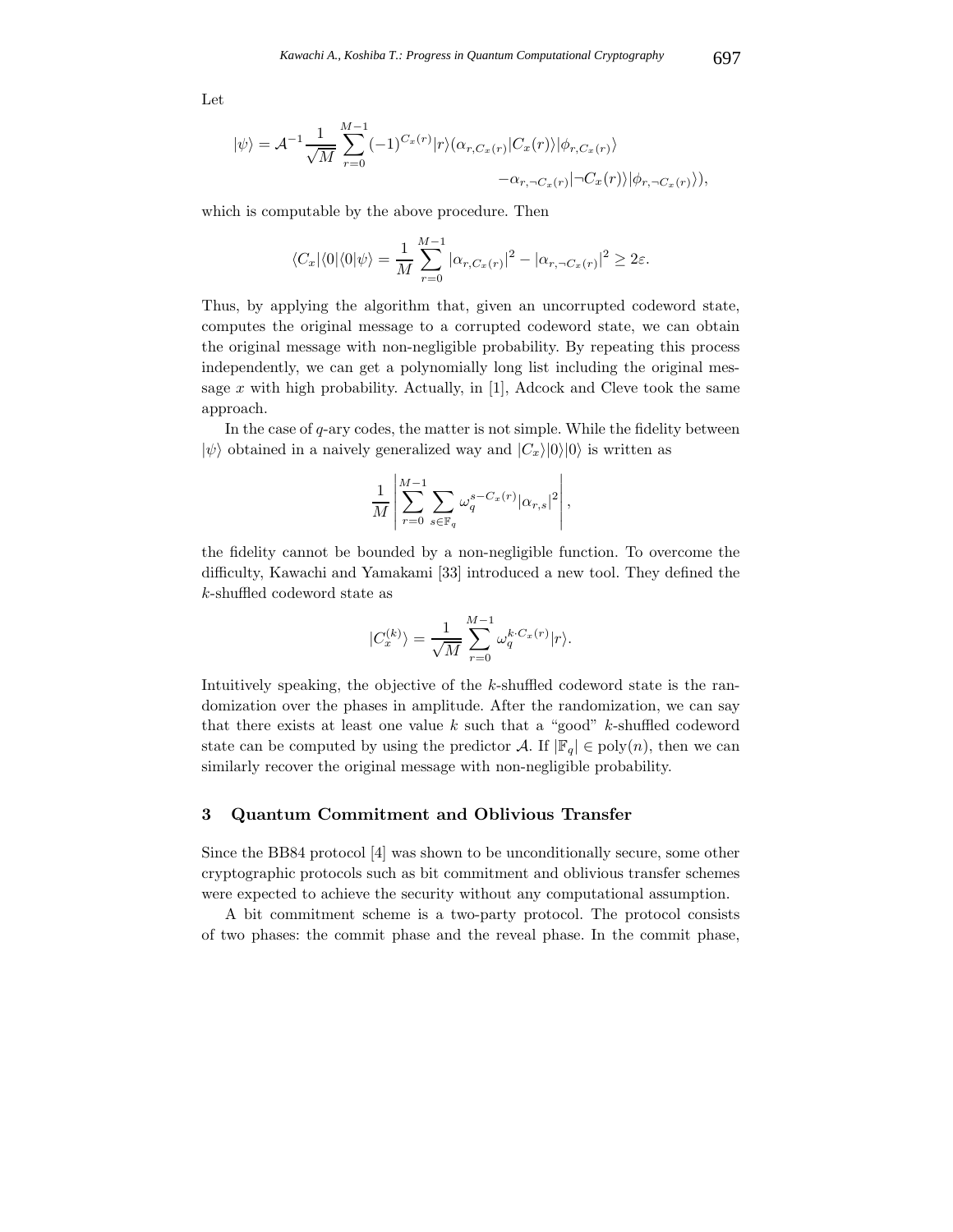Let

$$|\psi\rangle = \mathcal{A}^{-1}\frac{1}{\sqrt{M}}\sum_{r=0}^{M-1}(-1)^{C_x(r)}|r\rangle(\alpha_{r,C_x(r)}|C_x(r)\rangle|\phi_{r,C_x(r)}\rangle - \alpha_{r,\neg C_x(r)}|\neg C_x(r)\rangle|\phi_{r,\neg C_x(r)}\rangle),$$

which is computable by the above procedure. Then

$$\langle C_x|\langle 0|\langle 0|\psi\rangle = \frac{1}{M}\sum_{r=0}^{M-1}|\alpha_{r,C_x(r)}|^2 - |\alpha_{r,\neg C_x(r)}|^2 \geq 2\varepsilon.$$

Thus, by applying the algorithm that, given an uncorrupted codeword state, computes the original message to a corrupted codeword state, we can obtain the original message with non-negligible probability. By repeating this process independently, we can get a polynomially long list including the original message $x$ with high probability. Actually, in [1], Adcock and Cleve took the same approach.

In the case of $q$-ary codes, the matter is not simple. While the fidelity between $|\psi\rangle$ obtained in a naively generalized way and $|C_x\rangle|0\rangle|0\rangle$ is written as

$$\frac{1}{M}\left|\sum_{r=0}^{M-1}\sum_{s\in\mathbb{F}_q}\omega_q^{s-C_x(r)}|\alpha_{r,s}|^2\right|,$$

the fidelity cannot be bounded by a non-negligible function. To overcome the difficulty, Kawachi and Yamakami [33] introduced a new tool. They defined the $k$-shuffled codeword state as

$$|C_x^{(k)}\rangle = \frac{1}{\sqrt{M}}\sum_{r=0}^{M-1}\omega_q^{k\cdot C_x(r)}|r\rangle.$$

Intuitively speaking, the objective of the $k$-shuffled codeword state is the randomization over the phases in amplitude. After the randomization, we can say that there exists at least one value $k$ such that a "good" $k$-shuffled codeword state can be computed by using the predictor $\mathcal{A}$. If $|\mathbb{F}_q| \in \mathrm{poly}(n)$, then we can similarly recover the original message with non-negligible probability.

## 3 Quantum Commitment and Oblivious Transfer

Since the BB84 protocol [4] was shown to be unconditionally secure, some other cryptographic protocols such as bit commitment and oblivious transfer schemes were expected to achieve the security without any computational assumption.

A bit commitment scheme is a two-party protocol. The protocol consists of two phases: the commit phase and the reveal phase. In the commit phase,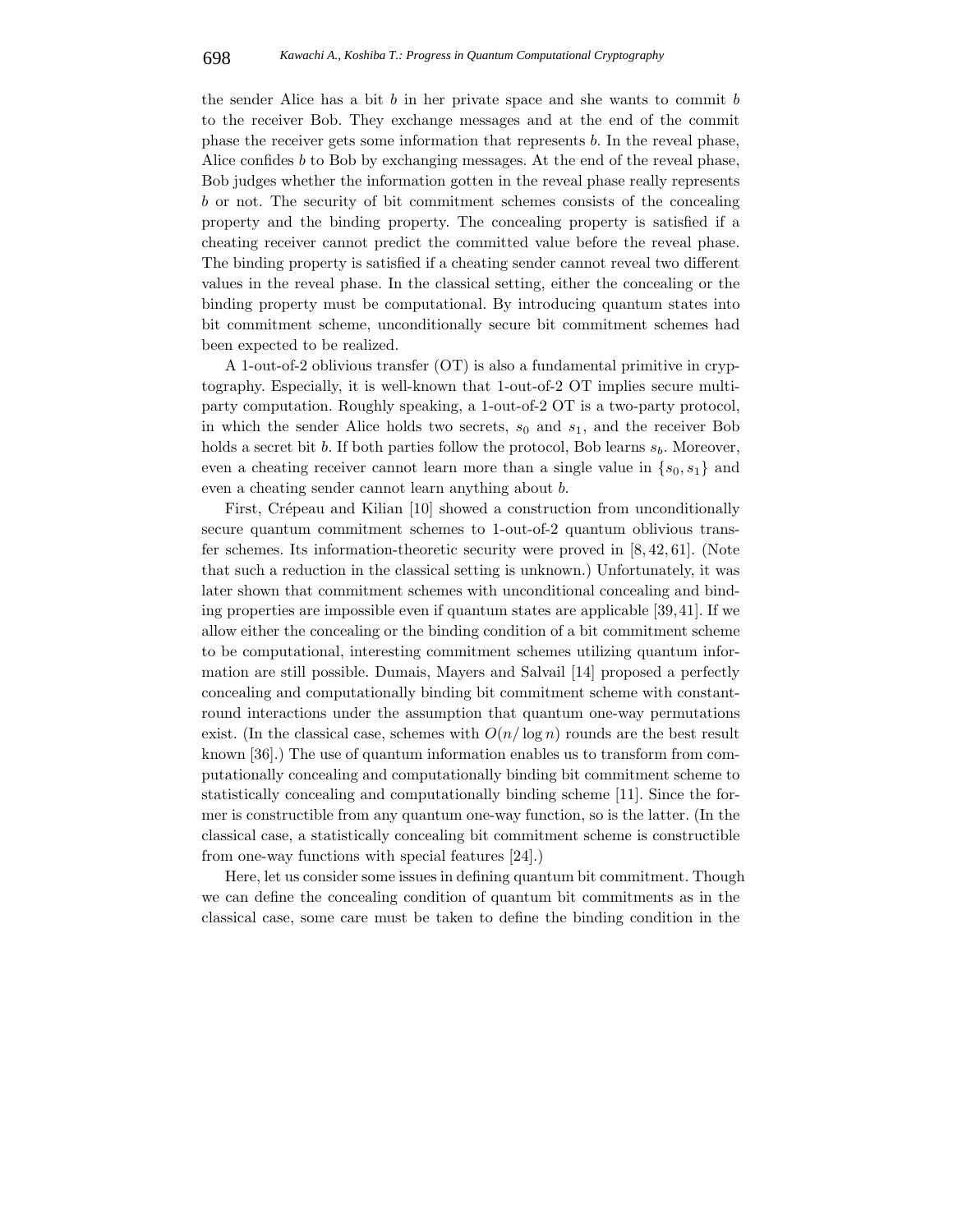the sender Alice has a bit $b$ in her private space and she wants to commit $b$ to the receiver Bob. They exchange messages and at the end of the commit phase the receiver gets some information that represents $b$. In the reveal phase, Alice confides $b$ to Bob by exchanging messages. At the end of the reveal phase, Bob judges whether the information gotten in the reveal phase really represents $b$ or not. The security of bit commitment schemes consists of the concealing property and the binding property. The concealing property is satisfied if a cheating receiver cannot predict the committed value before the reveal phase. The binding property is satisfied if a cheating sender cannot reveal two different values in the reveal phase. In the classical setting, either the concealing or the binding property must be computational. By introducing quantum states into bit commitment scheme, unconditionally secure bit commitment schemes had been expected to be realized.

A 1-out-of-2 oblivious transfer (OT) is also a fundamental primitive in cryptography. Especially, it is well-known that 1-out-of-2 OT implies secure multi-party computation. Roughly speaking, a 1-out-of-2 OT is a two-party protocol, in which the sender Alice holds two secrets, $s_0$ and $s_1$, and the receiver Bob holds a secret bit $b$. If both parties follow the protocol, Bob learns $s_b$. Moreover, even a cheating receiver cannot learn more than a single value in $\{s_0, s_1\}$ and even a cheating sender cannot learn anything about $b$.

First, Crépeau and Kilian [10] showed a construction from unconditionally secure quantum commitment schemes to 1-out-of-2 quantum oblivious transfer schemes. Its information-theoretic security were proved in [8, 42, 61]. (Note that such a reduction in the classical setting is unknown.) Unfortunately, it was later shown that commitment schemes with unconditional concealing and binding properties are impossible even if quantum states are applicable [39, 41]. If we allow either the concealing or the binding condition of a bit commitment scheme to be computational, interesting commitment schemes utilizing quantum information are still possible. Dumais, Mayers and Salvail [14] proposed a perfectly concealing and computationally binding bit commitment scheme with constant-round interactions under the assumption that quantum one-way permutations exist. (In the classical case, schemes with $O(n/\log n)$ rounds are the best result known [36].) The use of quantum information enables us to transform from computationally concealing and computationally binding bit commitment scheme to statistically concealing and computationally binding scheme [11]. Since the former is constructible from any quantum one-way function, so is the latter. (In the classical case, a statistically concealing bit commitment scheme is constructible from one-way functions with special features [24].)

Here, let us consider some issues in defining quantum bit commitment. Though we can define the concealing condition of quantum bit commitments as in the classical case, some care must be taken to define the binding condition in the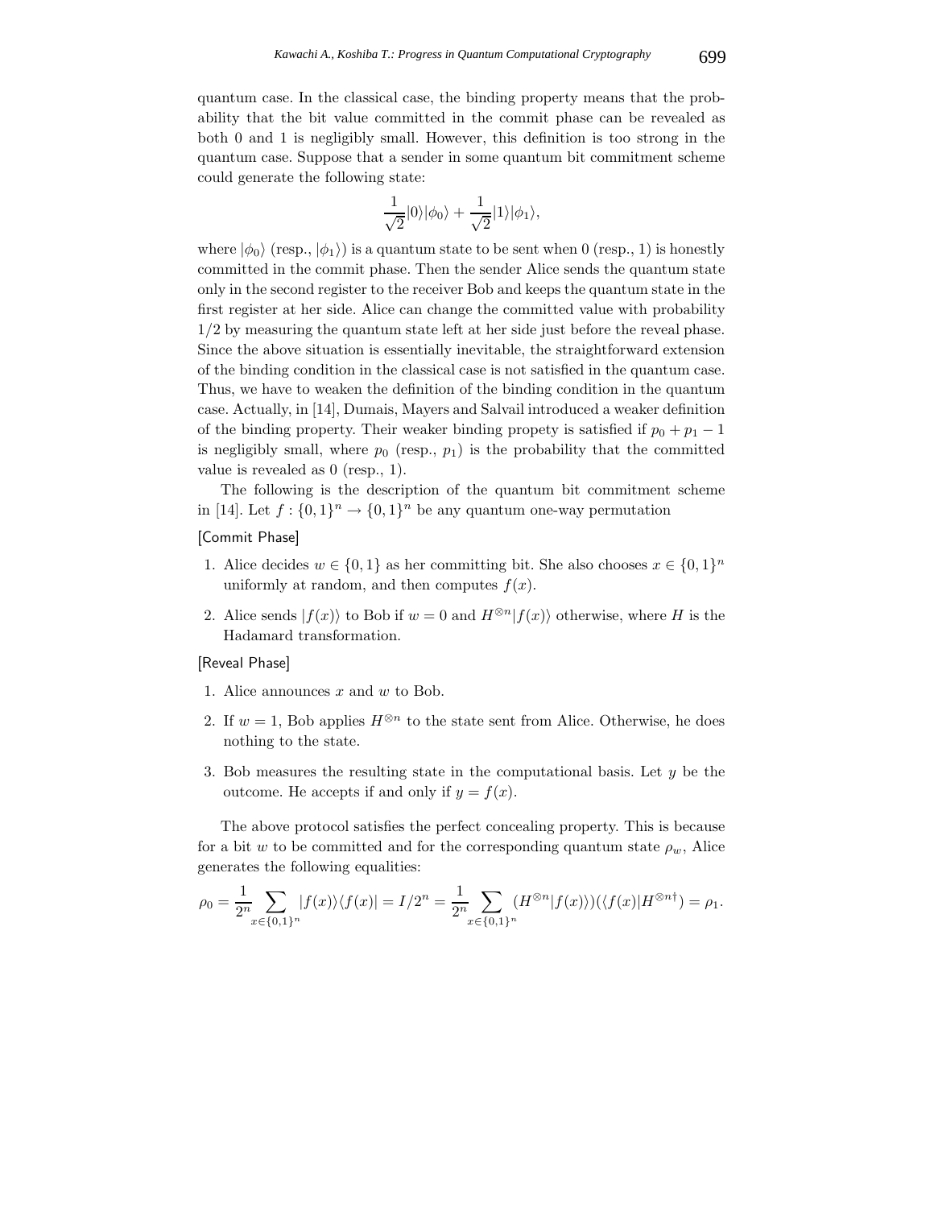quantum case. In the classical case, the binding property means that the probability that the bit value committed in the commit phase can be revealed as both 0 and 1 is negligibly small. However, this definition is too strong in the quantum case. Suppose that a sender in some quantum bit commitment scheme could generate the following state:

$$\frac{1}{\sqrt{2}}|0\rangle|\phi_0\rangle + \frac{1}{\sqrt{2}}|1\rangle|\phi_1\rangle,$$

where $|\phi_0\rangle$ (resp., $|\phi_1\rangle$) is a quantum state to be sent when 0 (resp., 1) is honestly committed in the commit phase. Then the sender Alice sends the quantum state only in the second register to the receiver Bob and keeps the quantum state in the first register at her side. Alice can change the committed value with probability $1/2$ by measuring the quantum state left at her side just before the reveal phase. Since the above situation is essentially inevitable, the straightforward extension of the binding condition in the classical case is not satisfied in the quantum case. Thus, we have to weaken the definition of the binding condition in the quantum case. Actually, in [14], Dumais, Mayers and Salvail introduced a weaker definition of the binding property. Their weaker binding propety is satisfied if $p_0 + p_1 - 1$ is negligibly small, where $p_0$ (resp., $p_1$) is the probability that the committed value is revealed as 0 (resp., 1).

The following is the description of the quantum bit commitment scheme in [14]. Let $f : \{0,1\}^n \rightarrow \{0,1\}^n$ be any quantum one-way permutation

[Commit Phase]

1. Alice decides $w \in \{0,1\}$ as her committing bit. She also chooses $x \in \{0,1\}^n$ uniformly at random, and then computes $f(x)$.
2. Alice sends $|f(x)\rangle$ to Bob if $w = 0$ and $H^{\otimes n}|f(x)\rangle$ otherwise, where $H$ is the Hadamard transformation.

[Reveal Phase]

1. Alice announces $x$ and $w$ to Bob.
2. If $w = 1$, Bob applies $H^{\otimes n}$ to the state sent from Alice. Otherwise, he does nothing to the state.
3. Bob measures the resulting state in the computational basis. Let $y$ be the outcome. He accepts if and only if $y = f(x)$.

The above protocol satisfies the perfect concealing property. This is because for a bit $w$ to be committed and for the corresponding quantum state $\rho_w$, Alice generates the following equalities:

$$\rho_0 = \frac{1}{2^n}\sum_{x\in\{0,1\}^n} |f(x)\rangle\langle f(x)| = I/2^n = \frac{1}{2^n}\sum_{x\in\{0,1\}^n} (H^{\otimes n}|f(x)\rangle)(\langle f(x)|H^{\otimes n\dagger}) = \rho_1.$$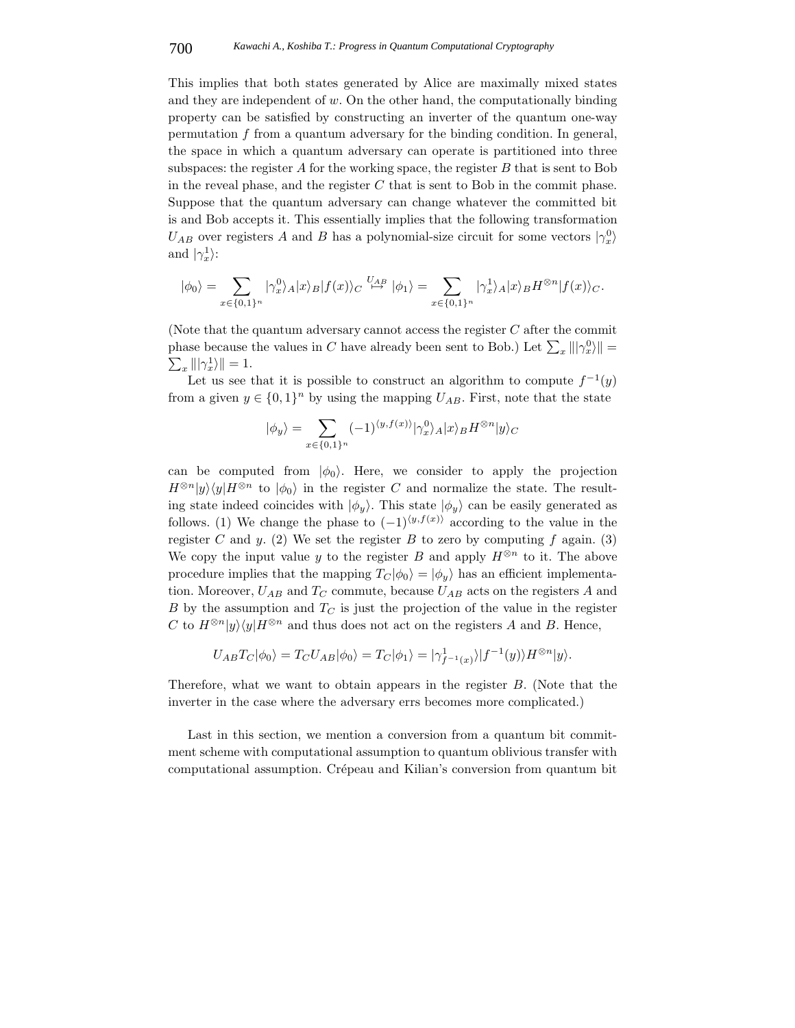This implies that both states generated by Alice are maximally mixed states and they are independent of $w$. On the other hand, the computationally binding property can be satisfied by constructing an inverter of the quantum one-way permutation $f$ from a quantum adversary for the binding condition. In general, the space in which a quantum adversary can operate is partitioned into three subspaces: the register $A$ for the working space, the register $B$ that is sent to Bob in the reveal phase, and the register $C$ that is sent to Bob in the commit phase. Suppose that the quantum adversary can change whatever the committed bit is and Bob accepts it. This essentially implies that the following transformation $U_{AB}$ over registers $A$ and $B$ has a polynomial-size circuit for some vectors $|\gamma_x^0\rangle$ and $|\gamma_x^1\rangle$:

$$|\phi_0\rangle = \sum_{x\in\{0,1\}^n} |\gamma_x^0\rangle_A |x\rangle_B |f(x)\rangle_C \overset{U_{AB}}{\mapsto} |\phi_1\rangle = \sum_{x\in\{0,1\}^n} |\gamma_x^1\rangle_A |x\rangle_B H^{\otimes n}|f(x)\rangle_C.$$

(Note that the quantum adversary cannot access the register $C$ after the commit phase because the values in $C$ have already been sent to Bob.) Let $\sum_x \||\gamma_x^0\rangle\| = \sum_x \||\gamma_x^1\rangle\| = 1$.

Let us see that it is possible to construct an algorithm to compute $f^{-1}(y)$ from a given $y \in \{0,1\}^n$ by using the mapping $U_{AB}$. First, note that the state

$$|\phi_y\rangle = \sum_{x\in\{0,1\}^n} (-1)^{\langle y, f(x)\rangle} |\gamma_x^0\rangle_A |x\rangle_B H^{\otimes n} |y\rangle_C$$

can be computed from $|\phi_0\rangle$. Here, we consider to apply the projection $H^{\otimes n}|y\rangle\langle y|H^{\otimes n}$ to $|\phi_0\rangle$ in the register $C$ and normalize the state. The resulting state indeed coincides with $|\phi_y\rangle$. This state $|\phi_y\rangle$ can be easily generated as follows. (1) We change the phase to $(-1)^{\langle y, f(x)\rangle}$ according to the value in the register $C$ and $y$. (2) We set the register $B$ to zero by computing $f$ again. (3) We copy the input value $y$ to the register $B$ and apply $H^{\otimes n}$ to it. The above procedure implies that the mapping $T_C|\phi_0\rangle = |\phi_y\rangle$ has an efficient implementation. Moreover, $U_{AB}$ and $T_C$ commute, because $U_{AB}$ acts on the registers $A$ and $B$ by the assumption and $T_C$ is just the projection of the value in the register $C$ to $H^{\otimes n}|y\rangle\langle y|H^{\otimes n}$ and thus does not act on the registers $A$ and $B$. Hence,

$$U_{AB}T_C|\phi_0\rangle = T_C U_{AB}|\phi_0\rangle = T_C|\phi_1\rangle = |\gamma_{f^{-1}(x)}^1\rangle |f^{-1}(y)\rangle H^{\otimes n}|y\rangle.$$

Therefore, what we want to obtain appears in the register $B$. (Note that the inverter in the case where the adversary errs becomes more complicated.)

Last in this section, we mention a conversion from a quantum bit commitment scheme with computational assumption to quantum oblivious transfer with computational assumption. Crépeau and Kilian's conversion from quantum bit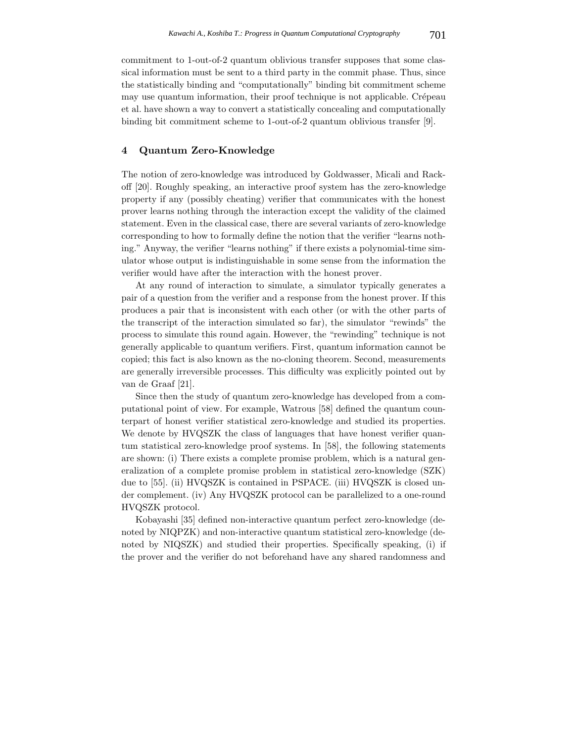commitment to 1-out-of-2 quantum oblivious transfer supposes that some classical information must be sent to a third party in the commit phase. Thus, since the statistically binding and "computationally" binding bit commitment scheme may use quantum information, their proof technique is not applicable. Crépeau et al. have shown a way to convert a statistically concealing and computationally binding bit commitment scheme to 1-out-of-2 quantum oblivious transfer [9].

## 4 Quantum Zero-Knowledge

The notion of zero-knowledge was introduced by Goldwasser, Micali and Rackoff [20]. Roughly speaking, an interactive proof system has the zero-knowledge property if any (possibly cheating) verifier that communicates with the honest prover learns nothing through the interaction except the validity of the claimed statement. Even in the classical case, there are several variants of zero-knowledge corresponding to how to formally define the notion that the verifier "learns nothing." Anyway, the verifier "learns nothing" if there exists a polynomial-time simulator whose output is indistinguishable in some sense from the information the verifier would have after the interaction with the honest prover.

At any round of interaction to simulate, a simulator typically generates a pair of a question from the verifier and a response from the honest prover. If this produces a pair that is inconsistent with each other (or with the other parts of the transcript of the interaction simulated so far), the simulator "rewinds" the process to simulate this round again. However, the "rewinding" technique is not generally applicable to quantum verifiers. First, quantum information cannot be copied; this fact is also known as the no-cloning theorem. Second, measurements are generally irreversible processes. This difficulty was explicitly pointed out by van de Graaf [21].

Since then the study of quantum zero-knowledge has developed from a computational point of view. For example, Watrous [58] defined the quantum counterpart of honest verifier statistical zero-knowledge and studied its properties. We denote by HVQSZK the class of languages that have honest verifier quantum statistical zero-knowledge proof systems. In [58], the following statements are shown: (i) There exists a complete promise problem, which is a natural generalization of a complete promise problem in statistical zero-knowledge (SZK) due to [55]. (ii) HVQSZK is contained in PSPACE. (iii) HVQSZK is closed under complement. (iv) Any HVQSZK protocol can be parallelized to a one-round HVQSZK protocol.

Kobayashi [35] defined non-interactive quantum perfect zero-knowledge (denoted by NIQPZK) and non-interactive quantum statistical zero-knowledge (denoted by NIQSZK) and studied their properties. Specifically speaking, (i) if the prover and the verifier do not beforehand have any shared randomness and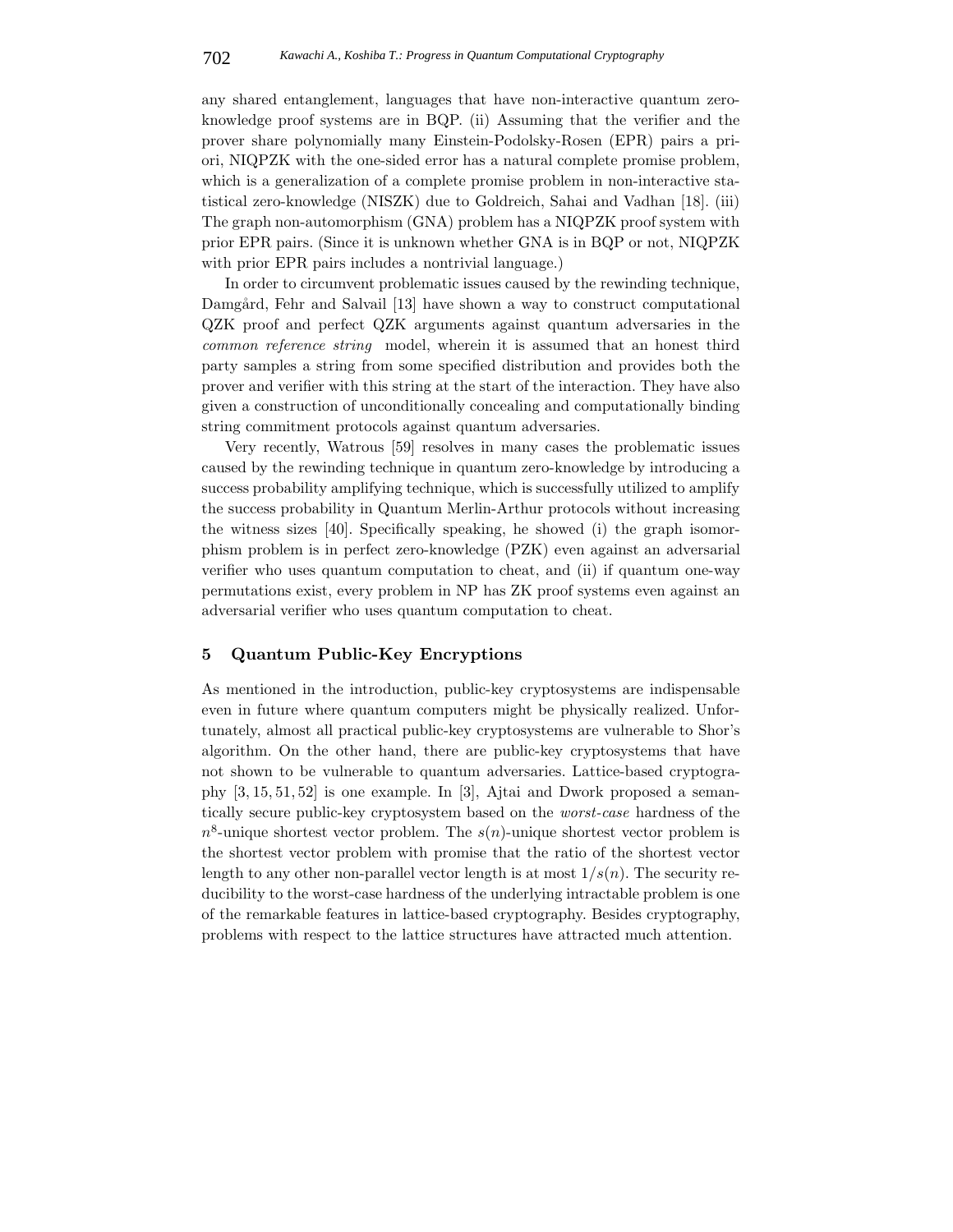any shared entanglement, languages that have non-interactive quantum zero-knowledge proof systems are in BQP. (ii) Assuming that the verifier and the prover share polynomially many Einstein-Podolsky-Rosen (EPR) pairs a priori, NIQPZK with the one-sided error has a natural complete promise problem, which is a generalization of a complete promise problem in non-interactive statistical zero-knowledge (NISZK) due to Goldreich, Sahai and Vadhan [18]. (iii) The graph non-automorphism (GNA) problem has a NIQPZK proof system with prior EPR pairs. (Since it is unknown whether GNA is in BQP or not, NIQPZK with prior EPR pairs includes a nontrivial language.)

In order to circumvent problematic issues caused by the rewinding technique, Damgård, Fehr and Salvail [13] have shown a way to construct computational QZK proof and perfect QZK arguments against quantum adversaries in the *common reference string* model, wherein it is assumed that an honest third party samples a string from some specified distribution and provides both the prover and verifier with this string at the start of the interaction. They have also given a construction of unconditionally concealing and computationally binding string commitment protocols against quantum adversaries.

Very recently, Watrous [59] resolves in many cases the problematic issues caused by the rewinding technique in quantum zero-knowledge by introducing a success probability amplifying technique, which is successfully utilized to amplify the success probability in Quantum Merlin-Arthur protocols without increasing the witness sizes [40]. Specifically speaking, he showed (i) the graph isomorphism problem is in perfect zero-knowledge (PZK) even against an adversarial verifier who uses quantum computation to cheat, and (ii) if quantum one-way permutations exist, every problem in NP has ZK proof systems even against an adversarial verifier who uses quantum computation to cheat.

## 5 Quantum Public-Key Encryptions

As mentioned in the introduction, public-key cryptosystems are indispensable even in future where quantum computers might be physically realized. Unfortunately, almost all practical public-key cryptosystems are vulnerable to Shor's algorithm. On the other hand, there are public-key cryptosystems that have not shown to be vulnerable to quantum adversaries. Lattice-based cryptography [3, 15, 51, 52] is one example. In [3], Ajtai and Dwork proposed a semantically secure public-key cryptosystem based on the *worst-case* hardness of the $n^8$-unique shortest vector problem. The $s(n)$-unique shortest vector problem is the shortest vector problem with promise that the ratio of the shortest vector length to any other non-parallel vector length is at most $1/s(n)$. The security reducibility to the worst-case hardness of the underlying intractable problem is one of the remarkable features in lattice-based cryptography. Besides cryptography, problems with respect to the lattice structures have attracted much attention.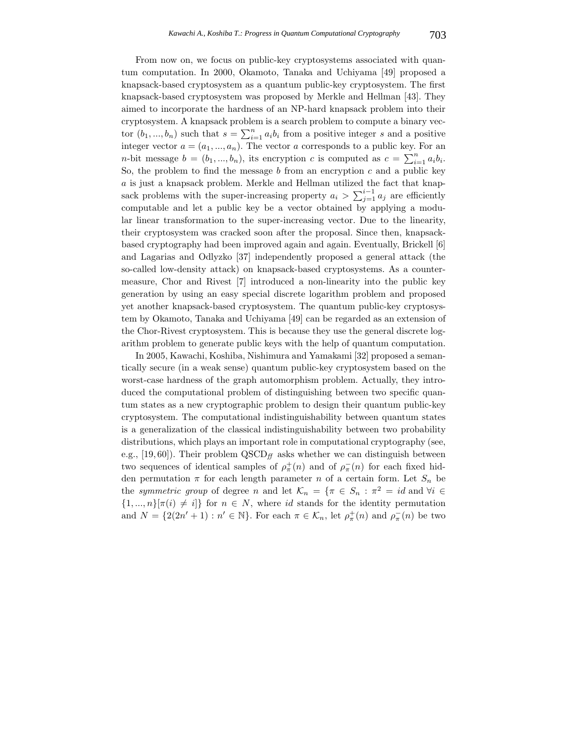From now on, we focus on public-key cryptosystems associated with quantum computation. In 2000, Okamoto, Tanaka and Uchiyama [49] proposed a knapsack-based cryptosystem as a quantum public-key cryptosystem. The first knapsack-based cryptosystem was proposed by Merkle and Hellman [43]. They aimed to incorporate the hardness of an NP-hard knapsack problem into their cryptosystem. A knapsack problem is a search problem to compute a binary vector $(b_1, ..., b_n)$ such that $s = \sum_{i=1}^{n} a_i b_i$ from a positive integer $s$ and a positive integer vector $a = (a_1, ..., a_n)$. The vector $a$ corresponds to a public key. For an $n$-bit message $b = (b_1, ..., b_n)$, its encryption $c$ is computed as $c = \sum_{i=1}^{n} a_i b_i$. So, the problem to find the message $b$ from an encryption $c$ and a public key $a$ is just a knapsack problem. Merkle and Hellman utilized the fact that knapsack problems with the super-increasing property $a_i > \sum_{j=1}^{i-1} a_j$ are efficiently computable and let a public key be a vector obtained by applying a modular linear transformation to the super-increasing vector. Due to the linearity, their cryptosystem was cracked soon after the proposal. Since then, knapsack-based cryptography had been improved again and again. Eventually, Brickell [6] and Lagarias and Odlyzko [37] independently proposed a general attack (the so-called low-density attack) on knapsack-based cryptosystems. As a countermeasure, Chor and Rivest [7] introduced a non-linearity into the public key generation by using an easy special discrete logarithm problem and proposed yet another knapsack-based cryptosystem. The quantum public-key cryptosystem by Okamoto, Tanaka and Uchiyama [49] can be regarded as an extension of the Chor-Rivest cryptosystem. This is because they use the general discrete logarithm problem to generate public keys with the help of quantum computation.

In 2005, Kawachi, Koshiba, Nishimura and Yamakami [32] proposed a semantically secure (in a weak sense) quantum public-key cryptosystem based on the worst-case hardness of the graph automorphism problem. Actually, they introduced the computational problem of distinguishing between two specific quantum states as a new cryptographic problem to design their quantum public-key cryptosystem. The computational indistinguishability between quantum states is a generalization of the classical indistinguishability between two probability distributions, which plays an important role in computational cryptography (see, e.g., [19, 60]). Their problem $\mathrm{QSCD}_{\mathit{ff}}$ asks whether we can distinguish between two sequences of identical samples of $\rho_\pi^+(n)$ and of $\rho_\pi^-(n)$ for each fixed hidden permutation $\pi$ for each length parameter $n$ of a certain form. Let $S_n$ be the *symmetric group* of degree $n$ and let $\mathcal{K}_n = \{\pi \in S_n : \pi^2 = id \text{ and } \forall i \in \{1, ..., n\}[\pi(i) \neq i]\}$ for $n \in N$, where $id$ stands for the identity permutation and $N = \{2(2n'+1) : n' \in \mathbb{N}\}$. For each $\pi \in \mathcal{K}_n$, let $\rho_\pi^+(n)$ and $\rho_\pi^-(n)$ be two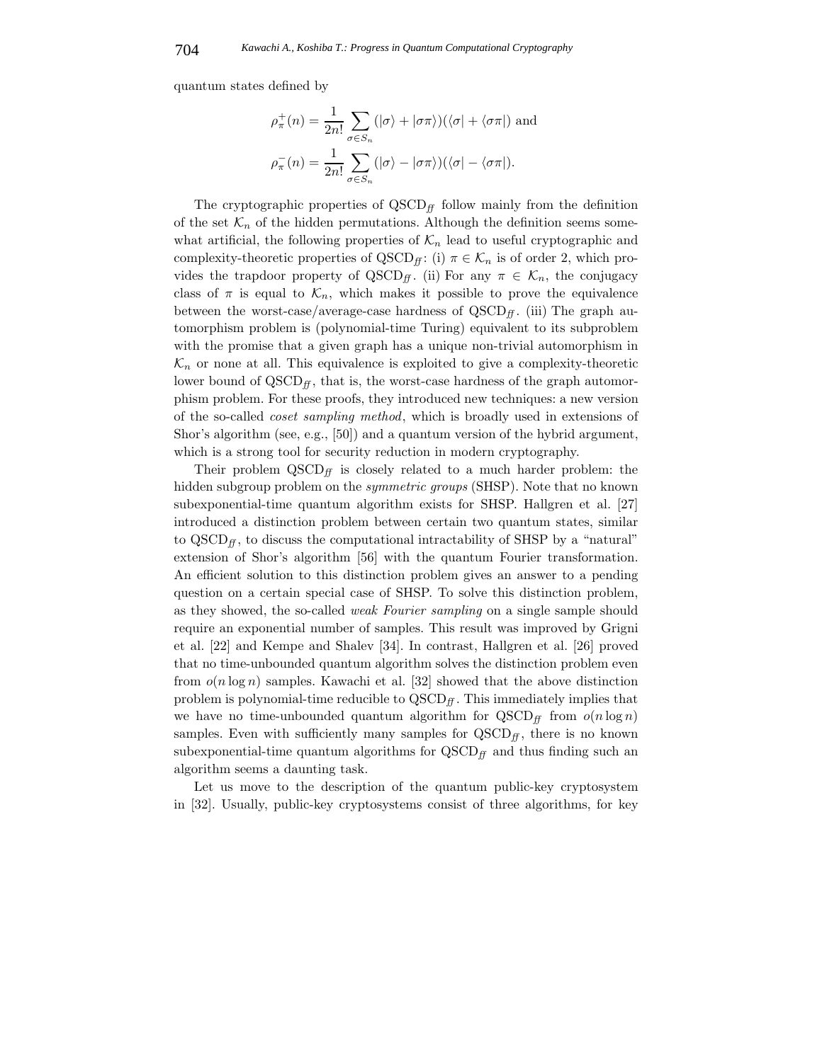quantum states defined by

$$\rho_\pi^+(n) = \frac{1}{2n!} \sum_{\sigma \in S_n} (|\sigma\rangle + |\sigma\pi\rangle)(\langle\sigma| + \langle\sigma\pi|) \text{ and}$$

$$\rho_\pi^-(n) = \frac{1}{2n!} \sum_{\sigma \in S_n} (|\sigma\rangle - |\sigma\pi\rangle)(\langle\sigma| - \langle\sigma\pi|).$$

The cryptographic properties of $\mathrm{QSCD}_{\mathit{ff}}$ follow mainly from the definition of the set $\mathcal{K}_n$ of the hidden permutations. Although the definition seems somewhat artificial, the following properties of $\mathcal{K}_n$ lead to useful cryptographic and complexity-theoretic properties of $\mathrm{QSCD}_{\mathit{ff}}$: (i) $\pi \in \mathcal{K}_n$ is of order 2, which provides the trapdoor property of $\mathrm{QSCD}_{\mathit{ff}}$. (ii) For any $\pi \in \mathcal{K}_n$, the conjugacy class of $\pi$ is equal to $\mathcal{K}_n$, which makes it possible to prove the equivalence between the worst-case/average-case hardness of $\mathrm{QSCD}_{\mathit{ff}}$. (iii) The graph automorphism problem is (polynomial-time Turing) equivalent to its subproblem with the promise that a given graph has a unique non-trivial automorphism in $\mathcal{K}_n$ or none at all. This equivalence is exploited to give a complexity-theoretic lower bound of $\mathrm{QSCD}_{\mathit{ff}}$, that is, the worst-case hardness of the graph automorphism problem. For these proofs, they introduced new techniques: a new version of the so-called *coset sampling method*, which is broadly used in extensions of Shor's algorithm (see, e.g., [50]) and a quantum version of the hybrid argument, which is a strong tool for security reduction in modern cryptography.

Their problem $\mathrm{QSCD}_{\mathit{ff}}$ is closely related to a much harder problem: the hidden subgroup problem on the *symmetric groups* (SHSP). Note that no known subexponential-time quantum algorithm exists for SHSP. Hallgren et al. [27] introduced a distinction problem between certain two quantum states, similar to $\mathrm{QSCD}_{\mathit{ff}}$, to discuss the computational intractability of SHSP by a "natural" extension of Shor's algorithm [56] with the quantum Fourier transformation. An efficient solution to this distinction problem gives an answer to a pending question on a certain special case of SHSP. To solve this distinction problem, as they showed, the so-called *weak Fourier sampling* on a single sample should require an exponential number of samples. This result was improved by Grigni et al. [22] and Kempe and Shalev [34]. In contrast, Hallgren et al. [26] proved that no time-unbounded quantum algorithm solves the distinction problem even from $o(n \log n)$ samples. Kawachi et al. [32] showed that the above distinction problem is polynomial-time reducible to $\mathrm{QSCD}_{\mathit{ff}}$. This immediately implies that we have no time-unbounded quantum algorithm for $\mathrm{QSCD}_{\mathit{ff}}$ from $o(n \log n)$ samples. Even with sufficiently many samples for $\mathrm{QSCD}_{\mathit{ff}}$, there is no known subexponential-time quantum algorithms for $\mathrm{QSCD}_{\mathit{ff}}$ and thus finding such an algorithm seems a daunting task.

Let us move to the description of the quantum public-key cryptosystem in [32]. Usually, public-key cryptosystems consist of three algorithms, for key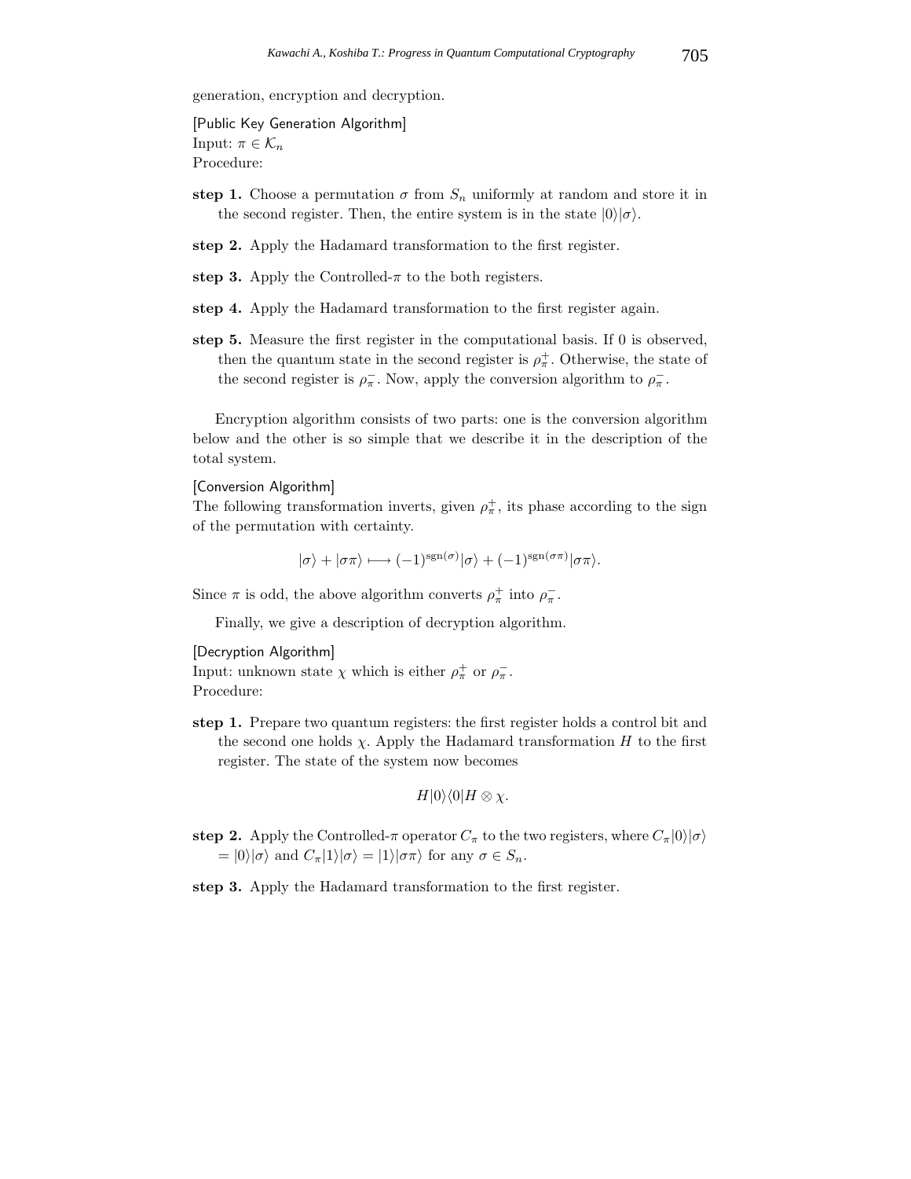generation, encryption and decryption.

[Public Key Generation Algorithm]
Input: $\pi \in \mathcal{K}_n$
Procedure:

**step 1.** Choose a permutation $\sigma$ from $S_n$ uniformly at random and store it in the second register. Then, the entire system is in the state $|0\rangle|\sigma\rangle$.

**step 2.** Apply the Hadamard transformation to the first register.

**step 3.** Apply the Controlled-$\pi$ to the both registers.

**step 4.** Apply the Hadamard transformation to the first register again.

**step 5.** Measure the first register in the computational basis. If 0 is observed, then the quantum state in the second register is $\rho_\pi^+$. Otherwise, the state of the second register is $\rho_\pi^-$. Now, apply the conversion algorithm to $\rho_\pi^-$.

Encryption algorithm consists of two parts: one is the conversion algorithm below and the other is so simple that we describe it in the description of the total system.

[Conversion Algorithm]
The following transformation inverts, given $\rho_\pi^+$, its phase according to the sign of the permutation with certainty.

$$|\sigma\rangle + |\sigma\pi\rangle \longmapsto (-1)^{\mathrm{sgn}(\sigma)}|\sigma\rangle + (-1)^{\mathrm{sgn}(\sigma\pi)}|\sigma\pi\rangle.$$

Since $\pi$ is odd, the above algorithm converts $\rho_\pi^+$ into $\rho_\pi^-$.

Finally, we give a description of decryption algorithm.

[Decryption Algorithm]
Input: unknown state $\chi$ which is either $\rho_\pi^+$ or $\rho_\pi^-$.
Procedure:

**step 1.** Prepare two quantum registers: the first register holds a control bit and the second one holds $\chi$. Apply the Hadamard transformation $H$ to the first register. The state of the system now becomes

$$H|0\rangle\langle 0|H \otimes \chi.$$

**step 2.** Apply the Controlled-$\pi$ operator $C_\pi$ to the two registers, where $C_\pi|0\rangle|\sigma\rangle = |0\rangle|\sigma\rangle$ and $C_\pi|1\rangle|\sigma\rangle = |1\rangle|\sigma\pi\rangle$ for any $\sigma \in S_n$.

**step 3.** Apply the Hadamard transformation to the first register.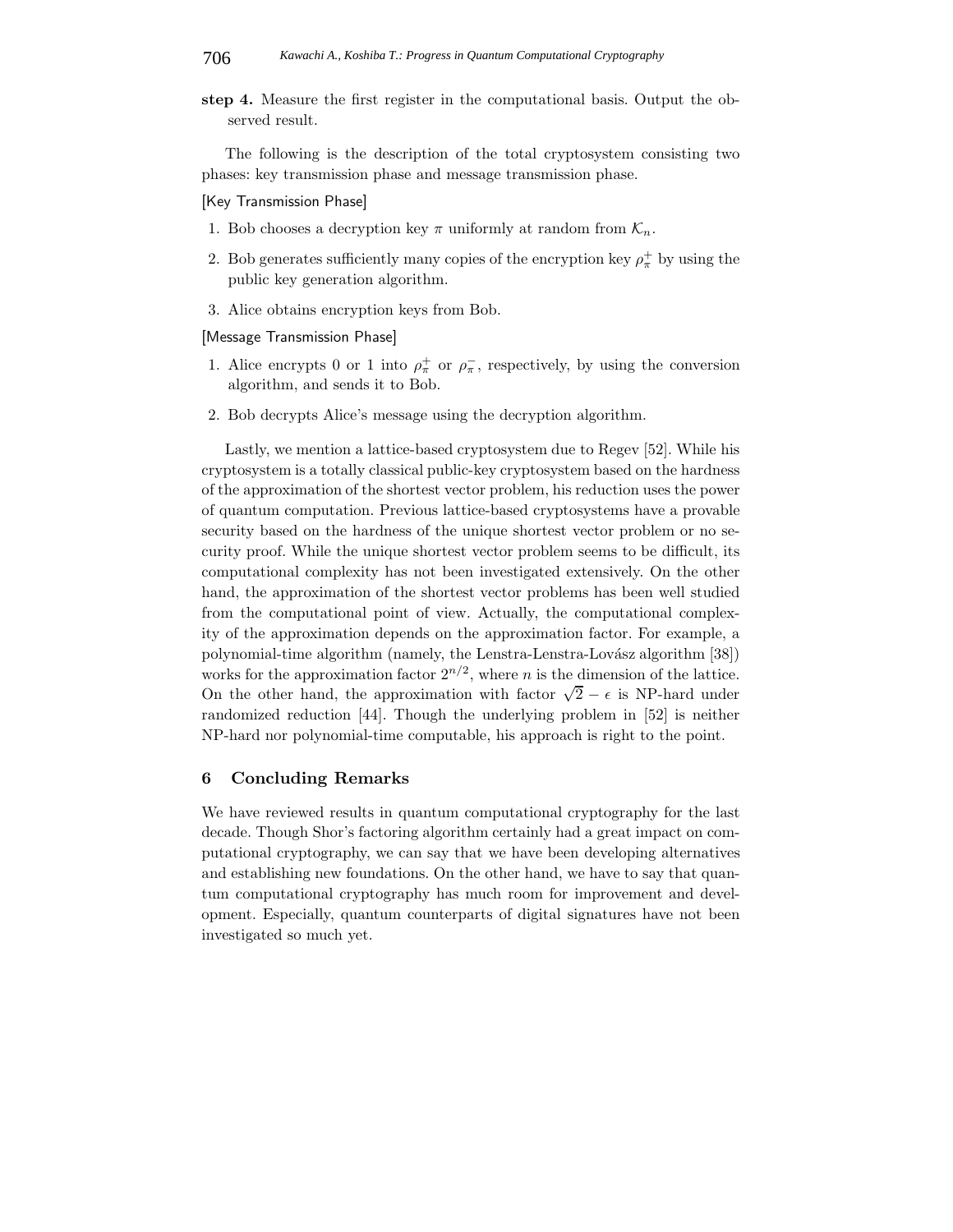**step 4.** Measure the first register in the computational basis. Output the observed result.

The following is the description of the total cryptosystem consisting two phases: key transmission phase and message transmission phase.

[Key Transmission Phase]

1. Bob chooses a decryption key $\pi$ uniformly at random from $\mathcal{K}_n$.
2. Bob generates sufficiently many copies of the encryption key $\rho_\pi^+$ by using the public key generation algorithm.
3. Alice obtains encryption keys from Bob.

[Message Transmission Phase]

1. Alice encrypts 0 or 1 into $\rho_\pi^+$ or $\rho_\pi^-$, respectively, by using the conversion algorithm, and sends it to Bob.
2. Bob decrypts Alice's message using the decryption algorithm.

Lastly, we mention a lattice-based cryptosystem due to Regev [52]. While his cryptosystem is a totally classical public-key cryptosystem based on the hardness of the approximation of the shortest vector problem, his reduction uses the power of quantum computation. Previous lattice-based cryptosystems have a provable security based on the hardness of the unique shortest vector problem or no security proof. While the unique shortest vector problem seems to be difficult, its computational complexity has not been investigated extensively. On the other hand, the approximation of the shortest vector problems has been well studied from the computational point of view. Actually, the computational complexity of the approximation depends on the approximation factor. For example, a polynomial-time algorithm (namely, the Lenstra-Lenstra-Lovász algorithm [38]) works for the approximation factor $2^{n/2}$, where $n$ is the dimension of the lattice. On the other hand, the approximation with factor $\sqrt{2} - \epsilon$ is NP-hard under randomized reduction [44]. Though the underlying problem in [52] is neither NP-hard nor polynomial-time computable, his approach is right to the point.

## 6 Concluding Remarks

We have reviewed results in quantum computational cryptography for the last decade. Though Shor's factoring algorithm certainly had a great impact on computational cryptography, we can say that we have been developing alternatives and establishing new foundations. On the other hand, we have to say that quantum computational cryptography has much room for improvement and development. Especially, quantum counterparts of digital signatures have not been investigated so much yet.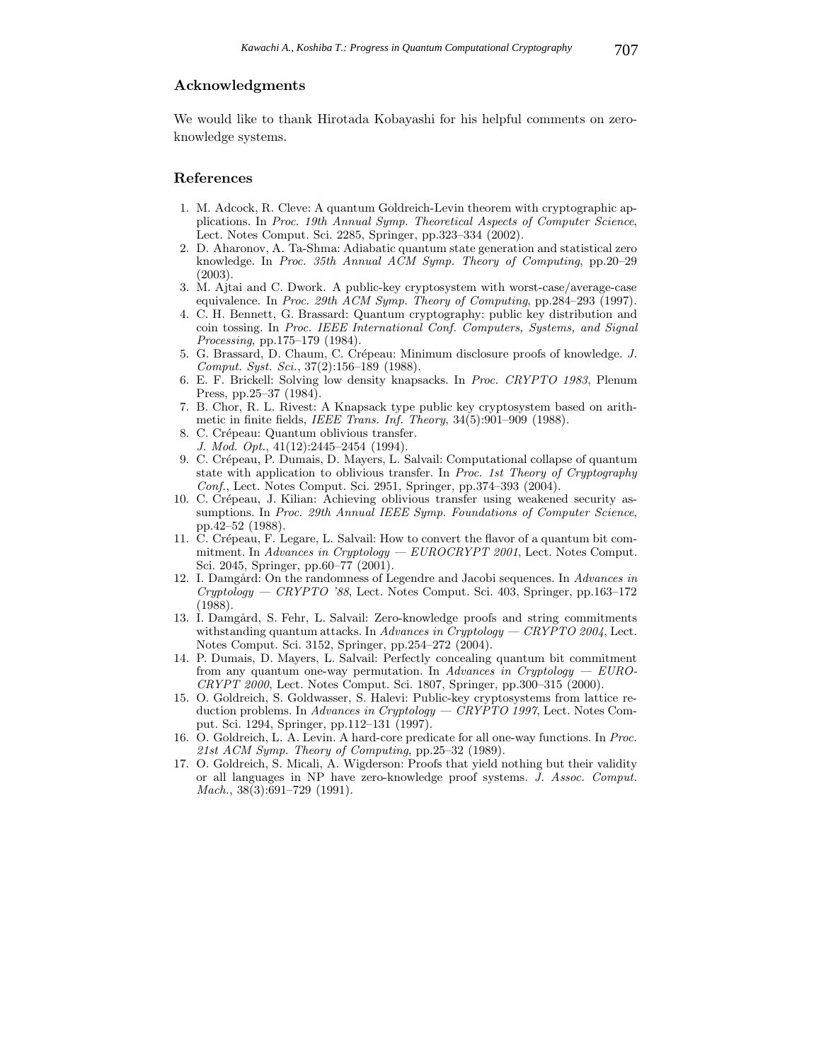## Acknowledgments

We would like to thank Hirotada Kobayashi for his helpful comments on zero-knowledge systems.

## References

1. M. Adcock, R. Cleve: A quantum Goldreich-Levin theorem with cryptographic applications. In *Proc. 19th Annual Symp. Theoretical Aspects of Computer Science*, Lect. Notes Comput. Sci. 2285, Springer, pp.323–334 (2002).
2. D. Aharonov, A. Ta-Shma: Adiabatic quantum state generation and statistical zero knowledge. In *Proc. 35th Annual ACM Symp. Theory of Computing*, pp.20–29 (2003).
3. M. Ajtai and C. Dwork. A public-key cryptosystem with worst-case/average-case equivalence. In *Proc. 29th ACM Symp. Theory of Computing*, pp.284–293 (1997).
4. C. H. Bennett, G. Brassard: Quantum cryptography: public key distribution and coin tossing. In *Proc. IEEE International Conf. Computers, Systems, and Signal Processing*, pp.175–179 (1984).
5. G. Brassard, D. Chaum, C. Crépeau: Minimum disclosure proofs of knowledge. *J. Comput. Syst. Sci.*, 37(2):156–189 (1988).
6. E. F. Brickell: Solving low density knapsacks. In *Proc. CRYPTO 1983*, Plenum Press, pp.25–37 (1984).
7. B. Chor, R. L. Rivest: A Knapsack type public key cryptosystem based on arithmetic in finite fields, *IEEE Trans. Inf. Theory*, 34(5):901–909 (1988).
8. C. Crépeau: Quantum oblivious transfer. *J. Mod. Opt.*, 41(12):2445–2454 (1994).
9. C. Crépeau, P. Dumais, D. Mayers, L. Salvail: Computational collapse of quantum state with application to oblivious transfer. In *Proc. 1st Theory of Cryptography Conf.*, Lect. Notes Comput. Sci. 2951, Springer, pp.374–393 (2004).
10. C. Crépeau, J. Kilian: Achieving oblivious transfer using weakened security assumptions. In *Proc. 29th Annual IEEE Symp. Foundations of Computer Science*, pp.42–52 (1988).
11. C. Crépeau, F. Legare, L. Salvail: How to convert the flavor of a quantum bit commitment. In *Advances in Cryptology — EUROCRYPT 2001*, Lect. Notes Comput. Sci. 2045, Springer, pp.60–77 (2001).
12. I. Damgård: On the randomness of Legendre and Jacobi sequences. In *Advances in Cryptology — CRYPTO '88*, Lect. Notes Comput. Sci. 403, Springer, pp.163–172 (1988).
13. I. Damgård, S. Fehr, L. Salvail: Zero-knowledge proofs and string commitments withstanding quantum attacks. In *Advances in Cryptology — CRYPTO 2004*, Lect. Notes Comput. Sci. 3152, Springer, pp.254–272 (2004).
14. P. Dumais, D. Mayers, L. Salvail: Perfectly concealing quantum bit commitment from any quantum one-way permutation. In *Advances in Cryptology — EUROCRYPT 2000*, Lect. Notes Comput. Sci. 1807, Springer, pp.300–315 (2000).
15. O. Goldreich, S. Goldwasser, S. Halevi: Public-key cryptosystems from lattice reduction problems. In *Advances in Cryptology — CRYPTO 1997*, Lect. Notes Comput. Sci. 1294, Springer, pp.112–131 (1997).
16. O. Goldreich, L. A. Levin. A hard-core predicate for all one-way functions. In *Proc. 21st ACM Symp. Theory of Computing*, pp.25–32 (1989).
17. O. Goldreich, S. Micali, A. Wigderson: Proofs that yield nothing but their validity or all languages in NP have zero-knowledge proof systems. *J. Assoc. Comput. Mach.*, 38(3):691–729 (1991).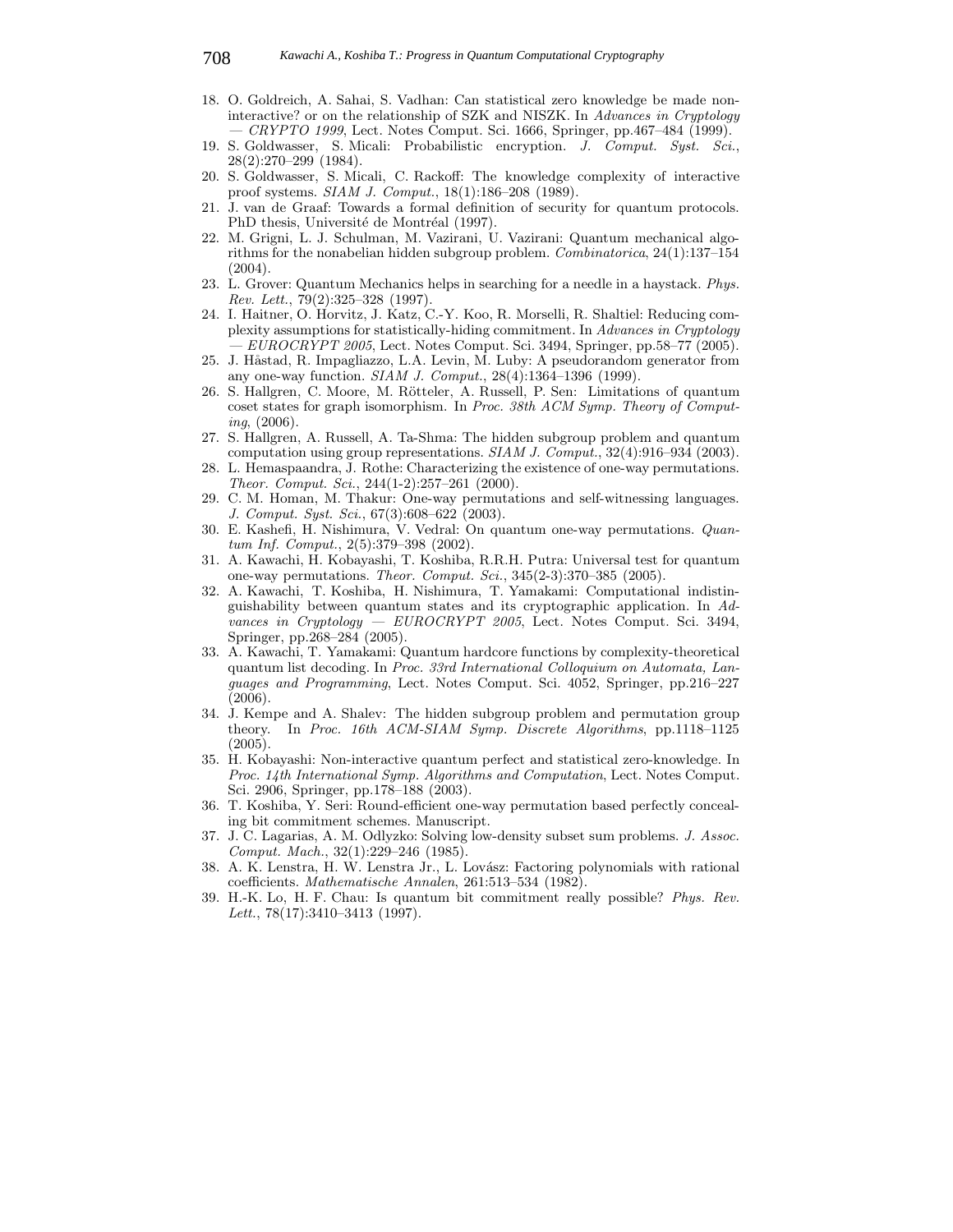18. O. Goldreich, A. Sahai, S. Vadhan: Can statistical zero knowledge be made non-interactive? or on the relationship of SZK and NISZK. In *Advances in Cryptology — CRYPTO 1999*, Lect. Notes Comput. Sci. 1666, Springer, pp.467–484 (1999).
19. S. Goldwasser, S. Micali: Probabilistic encryption. *J. Comput. Syst. Sci.*, 28(2):270–299 (1984).
20. S. Goldwasser, S. Micali, C. Rackoff: The knowledge complexity of interactive proof systems. *SIAM J. Comput.*, 18(1):186–208 (1989).
21. J. van de Graaf: Towards a formal definition of security for quantum protocols. PhD thesis, Université de Montréal (1997).
22. M. Grigni, L. J. Schulman, M. Vazirani, U. Vazirani: Quantum mechanical algorithms for the nonabelian hidden subgroup problem. *Combinatorica*, 24(1):137–154 (2004).
23. L. Grover: Quantum Mechanics helps in searching for a needle in a haystack. *Phys. Rev. Lett.*, 79(2):325–328 (1997).
24. I. Haitner, O. Horvitz, J. Katz, C.-Y. Koo, R. Morselli, R. Shaltiel: Reducing complexity assumptions for statistically-hiding commitment. In *Advances in Cryptology — EUROCRYPT 2005*, Lect. Notes Comput. Sci. 3494, Springer, pp.58–77 (2005).
25. J. Håstad, R. Impagliazzo, L.A. Levin, M. Luby: A pseudorandom generator from any one-way function. *SIAM J. Comput.*, 28(4):1364–1396 (1999).
26. S. Hallgren, C. Moore, M. Rötteler, A. Russell, P. Sen: Limitations of quantum coset states for graph isomorphism. In *Proc. 38th ACM Symp. Theory of Computing*, (2006).
27. S. Hallgren, A. Russell, A. Ta-Shma: The hidden subgroup problem and quantum computation using group representations. *SIAM J. Comput.*, 32(4):916–934 (2003).
28. L. Hemaspaandra, J. Rothe: Characterizing the existence of one-way permutations. *Theor. Comput. Sci.*, 244(1-2):257–261 (2000).
29. C. M. Homan, M. Thakur: One-way permutations and self-witnessing languages. *J. Comput. Syst. Sci.*, 67(3):608–622 (2003).
30. E. Kashefi, H. Nishimura, V. Vedral: On quantum one-way permutations. *Quantum Inf. Comput.*, 2(5):379–398 (2002).
31. A. Kawachi, H. Kobayashi, T. Koshiba, R.R.H. Putra: Universal test for quantum one-way permutations. *Theor. Comput. Sci.*, 345(2-3):370–385 (2005).
32. A. Kawachi, T. Koshiba, H. Nishimura, T. Yamakami: Computational indistinguishability between quantum states and its cryptographic application. In *Advances in Cryptology — EUROCRYPT 2005*, Lect. Notes Comput. Sci. 3494, Springer, pp.268–284 (2005).
33. A. Kawachi, T. Yamakami: Quantum hardcore functions by complexity-theoretical quantum list decoding. In *Proc. 33rd International Colloquium on Automata, Languages and Programming*, Lect. Notes Comput. Sci. 4052, Springer, pp.216–227 (2006).
34. J. Kempe and A. Shalev: The hidden subgroup problem and permutation group theory. In *Proc. 16th ACM-SIAM Symp. Discrete Algorithms*, pp.1118–1125 (2005).
35. H. Kobayashi: Non-interactive quantum perfect and statistical zero-knowledge. In *Proc. 14th International Symp. Algorithms and Computation*, Lect. Notes Comput. Sci. 2906, Springer, pp.178–188 (2003).
36. T. Koshiba, Y. Seri: Round-efficient one-way permutation based perfectly concealing bit commitment schemes. Manuscript.
37. J. C. Lagarias, A. M. Odlyzko: Solving low-density subset sum problems. *J. Assoc. Comput. Mach.*, 32(1):229–246 (1985).
38. A. K. Lenstra, H. W. Lenstra Jr., L. Lovász: Factoring polynomials with rational coefficients. *Mathematische Annalen*, 261:513–534 (1982).
39. H.-K. Lo, H. F. Chau: Is quantum bit commitment really possible? *Phys. Rev. Lett.*, 78(17):3410–3413 (1997).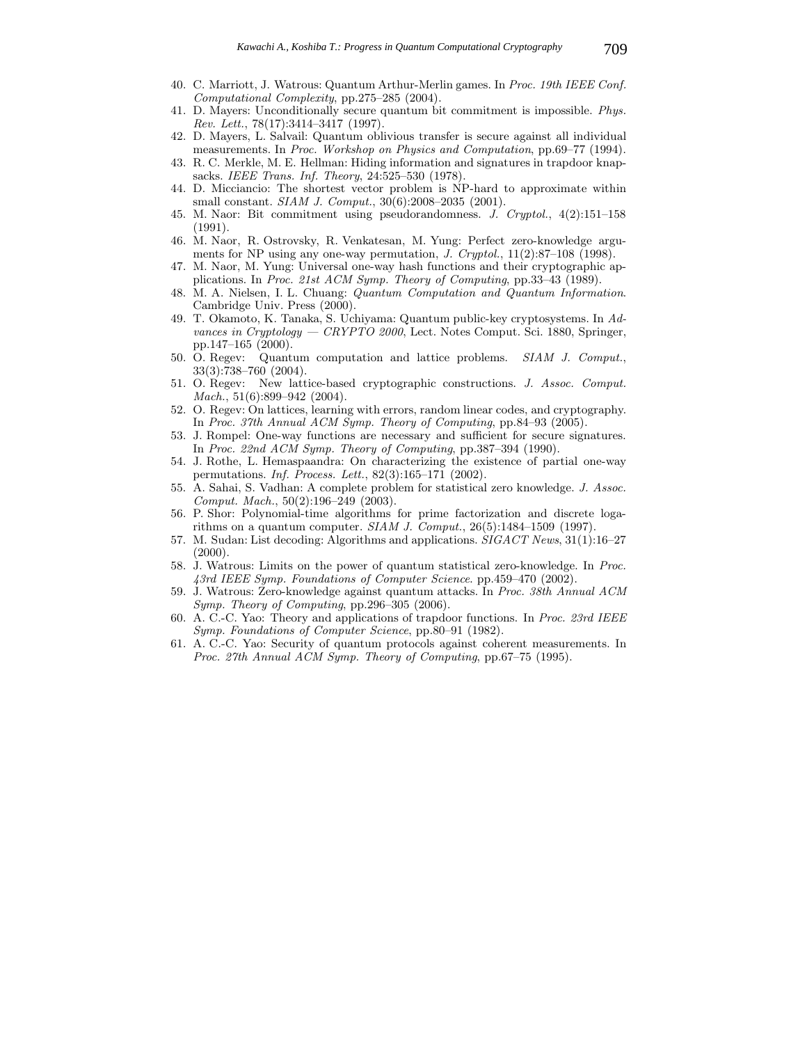40. C. Marriott, J. Watrous: Quantum Arthur-Merlin games. In *Proc. 19th IEEE Conf. Computational Complexity*, pp.275–285 (2004).
41. D. Mayers: Unconditionally secure quantum bit commitment is impossible. *Phys. Rev. Lett.*, 78(17):3414–3417 (1997).
42. D. Mayers, L. Salvail: Quantum oblivious transfer is secure against all individual measurements. In *Proc. Workshop on Physics and Computation*, pp.69–77 (1994).
43. R. C. Merkle, M. E. Hellman: Hiding information and signatures in trapdoor knapsacks. *IEEE Trans. Inf. Theory*, 24:525–530 (1978).
44. D. Micciancio: The shortest vector problem is NP-hard to approximate within small constant. *SIAM J. Comput.*, 30(6):2008–2035 (2001).
45. M. Naor: Bit commitment using pseudorandomness. *J. Cryptol.*, 4(2):151–158 (1991).
46. M. Naor, R. Ostrovsky, R. Venkatesan, M. Yung: Perfect zero-knowledge arguments for NP using any one-way permutation, *J. Cryptol.*, 11(2):87–108 (1998).
47. M. Naor, M. Yung: Universal one-way hash functions and their cryptographic applications. In *Proc. 21st ACM Symp. Theory of Computing*, pp.33–43 (1989).
48. M. A. Nielsen, I. L. Chuang: *Quantum Computation and Quantum Information*. Cambridge Univ. Press (2000).
49. T. Okamoto, K. Tanaka, S. Uchiyama: Quantum public-key cryptosystems. In *Advances in Cryptology — CRYPTO 2000*, Lect. Notes Comput. Sci. 1880, Springer, pp.147–165 (2000).
50. O. Regev: Quantum computation and lattice problems. *SIAM J. Comput.*, 33(3):738–760 (2004).
51. O. Regev: New lattice-based cryptographic constructions. *J. Assoc. Comput. Mach.*, 51(6):899–942 (2004).
52. O. Regev: On lattices, learning with errors, random linear codes, and cryptography. In *Proc. 37th Annual ACM Symp. Theory of Computing*, pp.84–93 (2005).
53. J. Rompel: One-way functions are necessary and sufficient for secure signatures. In *Proc. 22nd ACM Symp. Theory of Computing*, pp.387–394 (1990).
54. J. Rothe, L. Hemaspaandra: On characterizing the existence of partial one-way permutations. *Inf. Process. Lett.*, 82(3):165–171 (2002).
55. A. Sahai, S. Vadhan: A complete problem for statistical zero knowledge. *J. Assoc. Comput. Mach.*, 50(2):196–249 (2003).
56. P. Shor: Polynomial-time algorithms for prime factorization and discrete logarithms on a quantum computer. *SIAM J. Comput.*, 26(5):1484–1509 (1997).
57. M. Sudan: List decoding: Algorithms and applications. *SIGACT News*, 31(1):16–27 (2000).
58. J. Watrous: Limits on the power of quantum statistical zero-knowledge. In *Proc. 43rd IEEE Symp. Foundations of Computer Science*. pp.459–470 (2002).
59. J. Watrous: Zero-knowledge against quantum attacks. In *Proc. 38th Annual ACM Symp. Theory of Computing*, pp.296–305 (2006).
60. A. C.-C. Yao: Theory and applications of trapdoor functions. In *Proc. 23rd IEEE Symp. Foundations of Computer Science*, pp.80–91 (1982).
61. A. C.-C. Yao: Security of quantum protocols against coherent measurements. In *Proc. 27th Annual ACM Symp. Theory of Computing*, pp.67–75 (1995).